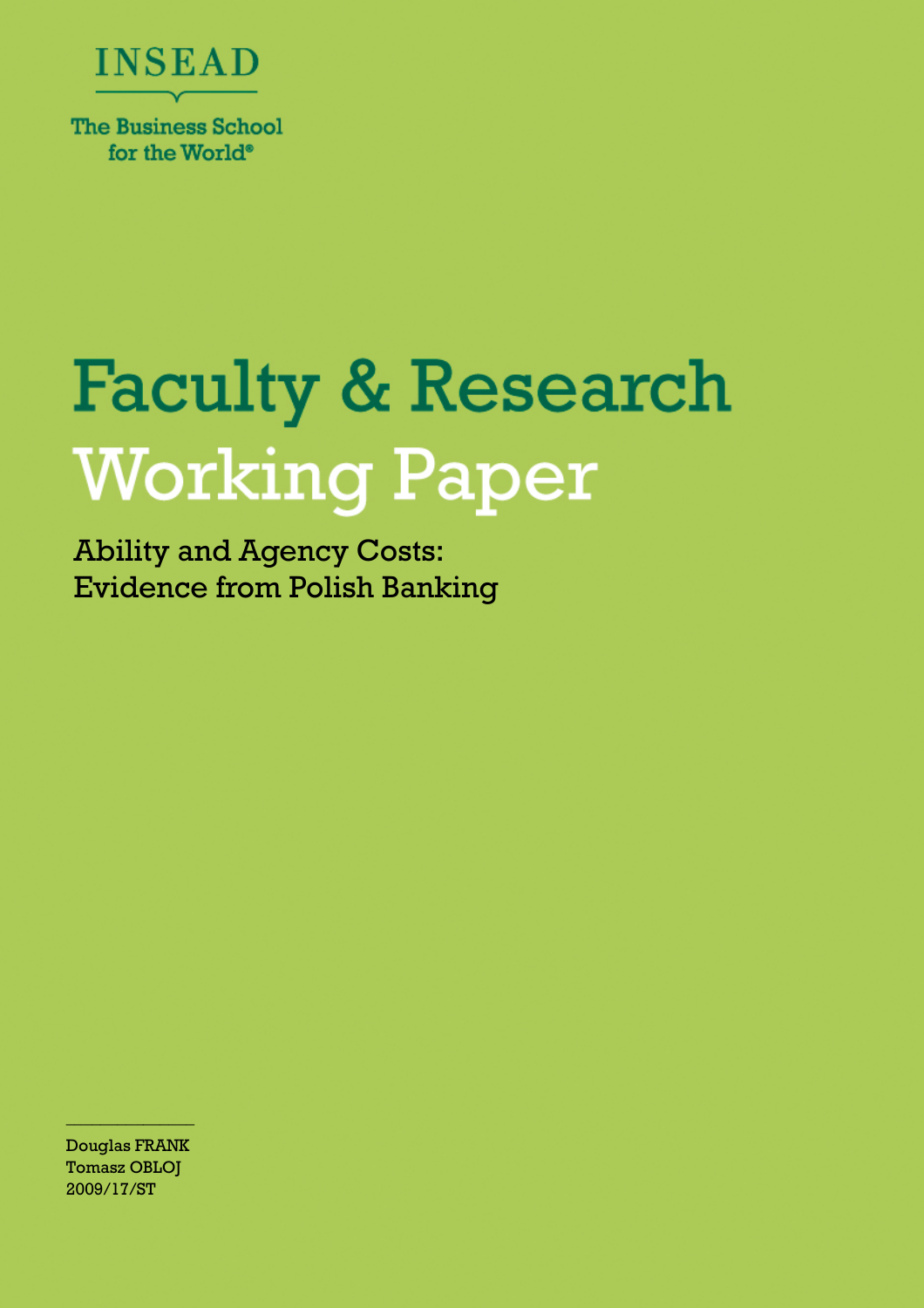INSEAD

The Business School for the World®

# Faculty & Research Working Paper

## Ability and Agency Costs: Evidence from Polish Banking

---

Douglas FRANK
Tomasz OBLOJ
2009/17/ST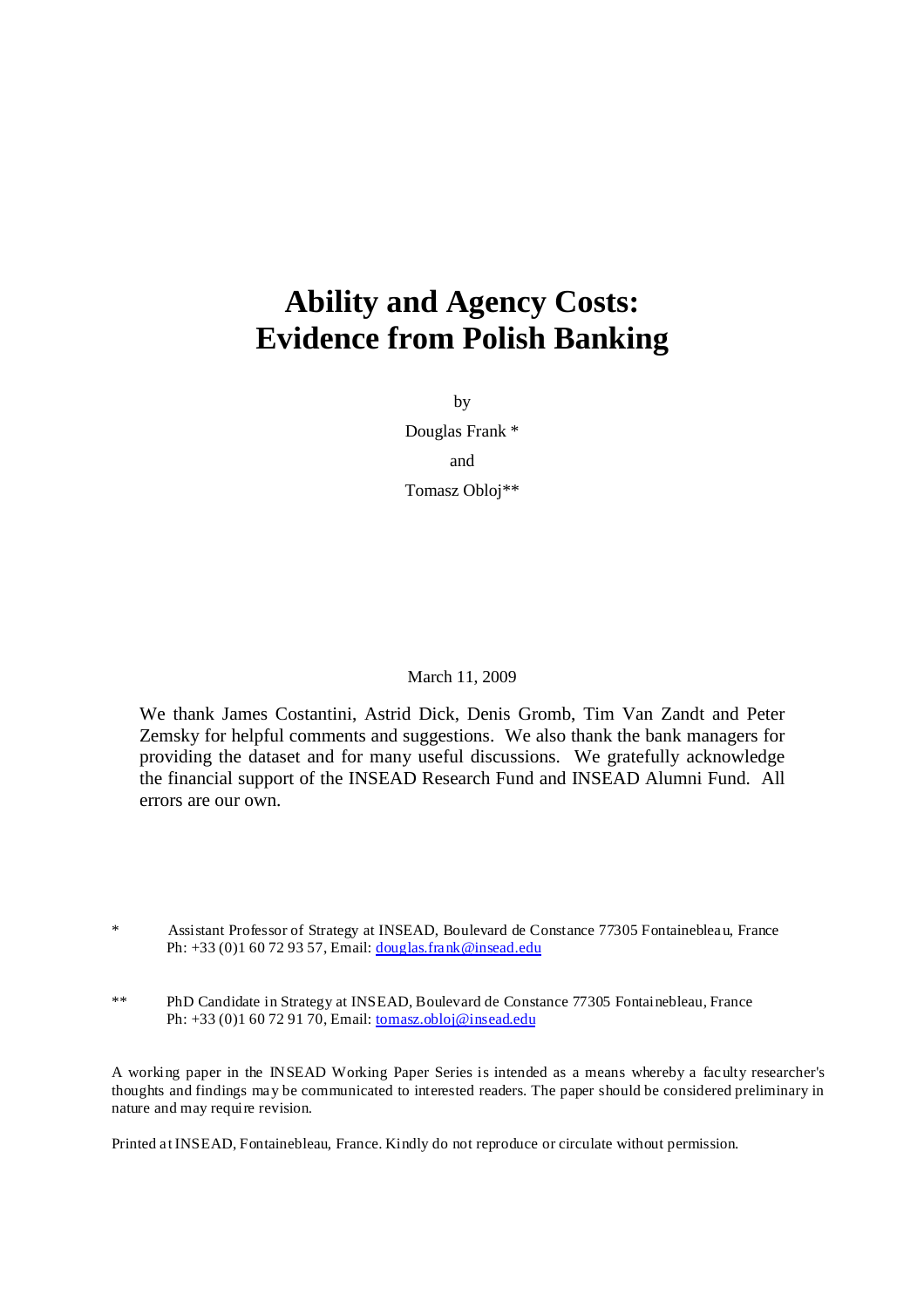# Ability and Agency Costs: Evidence from Polish Banking

by

Douglas Frank *

and

Tomasz Obloj**

March 11, 2009

We thank James Costantini, Astrid Dick, Denis Gromb, Tim Van Zandt and Peter Zemsky for helpful comments and suggestions. We also thank the bank managers for providing the dataset and for many useful discussions. We gratefully acknowledge the financial support of the INSEAD Research Fund and INSEAD Alumni Fund. All errors are our own.

\* Assistant Professor of Strategy at INSEAD, Boulevard de Constance 77305 Fontainebleau, France Ph: +33 (0)1 60 72 93 57, Email: douglas.frank@insead.edu

\*\* PhD Candidate in Strategy at INSEAD, Boulevard de Constance 77305 Fontainebleau, France Ph: +33 (0)1 60 72 91 70, Email: tomasz.obloj@insead.edu

A working paper in the INSEAD Working Paper Series is intended as a means whereby a faculty researcher's thoughts and findings may be communicated to interested readers. The paper should be considered preliminary in nature and may require revision.

Printed at INSEAD, Fontainebleau, France. Kindly do not reproduce or circulate without permission.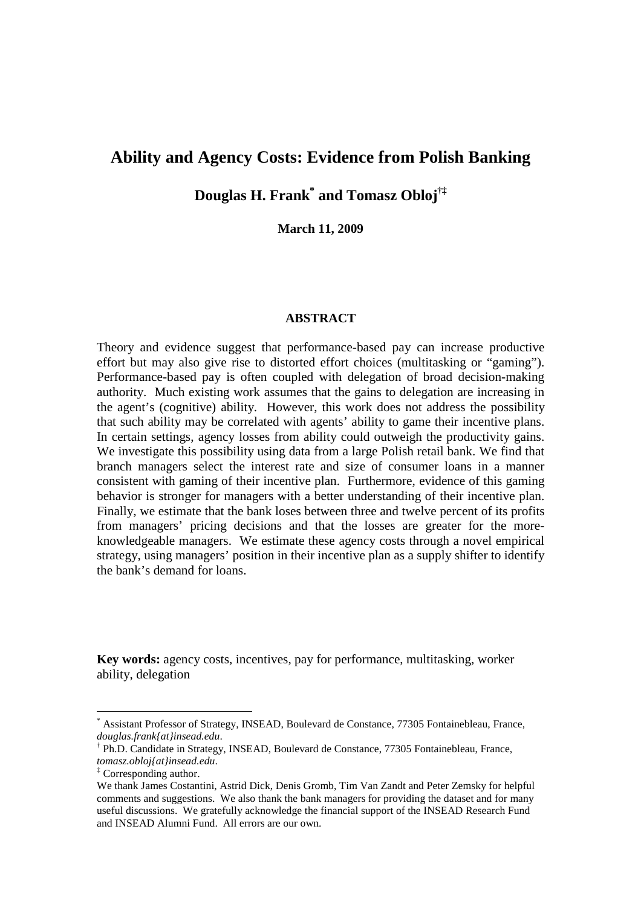# Ability and Agency Costs: Evidence from Polish Banking

**Douglas H. Frank[*] and Tomasz Obloj[†‡]**

**March 11, 2009**

## ABSTRACT

Theory and evidence suggest that performance-based pay can increase productive effort but may also give rise to distorted effort choices (multitasking or "gaming"). Performance-based pay is often coupled with delegation of broad decision-making authority. Much existing work assumes that the gains to delegation are increasing in the agent's (cognitive) ability. However, this work does not address the possibility that such ability may be correlated with agents' ability to game their incentive plans. In certain settings, agency losses from ability could outweigh the productivity gains. We investigate this possibility using data from a large Polish retail bank. We find that branch managers select the interest rate and size of consumer loans in a manner consistent with gaming of their incentive plan. Furthermore, evidence of this gaming behavior is stronger for managers with a better understanding of their incentive plan. Finally, we estimate that the bank loses between three and twelve percent of its profits from managers' pricing decisions and that the losses are greater for the more-knowledgeable managers. We estimate these agency costs through a novel empirical strategy, using managers' position in their incentive plan as a supply shifter to identify the bank's demand for loans.

**Key words:** agency costs, incentives, pay for performance, multitasking, worker ability, delegation

---

[*] Assistant Professor of Strategy, INSEAD, Boulevard de Constance, 77305 Fontainebleau, France, *douglas.frank{at}insead.edu*.

[†] Ph.D. Candidate in Strategy, INSEAD, Boulevard de Constance, 77305 Fontainebleau, France, *tomasz.obloj{at}insead.edu*.

[‡] Corresponding author.

We thank James Costantini, Astrid Dick, Denis Gromb, Tim Van Zandt and Peter Zemsky for helpful comments and suggestions. We also thank the bank managers for providing the dataset and for many useful discussions. We gratefully acknowledge the financial support of the INSEAD Research Fund and INSEAD Alumni Fund. All errors are our own.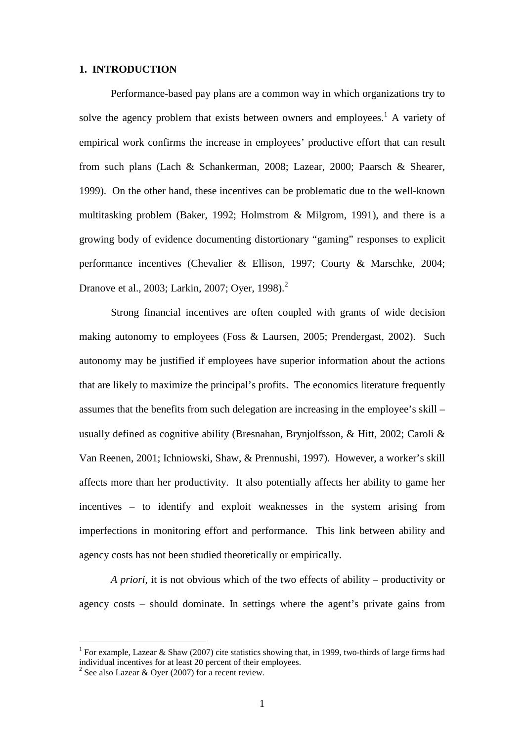## 1. INTRODUCTION

Performance-based pay plans are a common way in which organizations try to solve the agency problem that exists between owners and employees.[1] A variety of empirical work confirms the increase in employees' productive effort that can result from such plans (Lach & Schankerman, 2008; Lazear, 2000; Paarsch & Shearer, 1999). On the other hand, these incentives can be problematic due to the well-known multitasking problem (Baker, 1992; Holmstrom & Milgrom, 1991), and there is a growing body of evidence documenting distortionary "gaming" responses to explicit performance incentives (Chevalier & Ellison, 1997; Courty & Marschke, 2004; Dranove et al., 2003; Larkin, 2007; Oyer, 1998).[2]

Strong financial incentives are often coupled with grants of wide decision making autonomy to employees (Foss & Laursen, 2005; Prendergast, 2002). Such autonomy may be justified if employees have superior information about the actions that are likely to maximize the principal's profits. The economics literature frequently assumes that the benefits from such delegation are increasing in the employee's skill – usually defined as cognitive ability (Bresnahan, Brynjolfsson, & Hitt, 2002; Caroli & Van Reenen, 2001; Ichniowski, Shaw, & Prennushi, 1997). However, a worker's skill affects more than her productivity. It also potentially affects her ability to game her incentives – to identify and exploit weaknesses in the system arising from imperfections in monitoring effort and performance. This link between ability and agency costs has not been studied theoretically or empirically.

*A priori*, it is not obvious which of the two effects of ability – productivity or agency costs – should dominate. In settings where the agent's private gains from

[1] For example, Lazear & Shaw (2007) cite statistics showing that, in 1999, two-thirds of large firms had individual incentives for at least 20 percent of their employees.

[2] See also Lazear & Oyer (2007) for a recent review.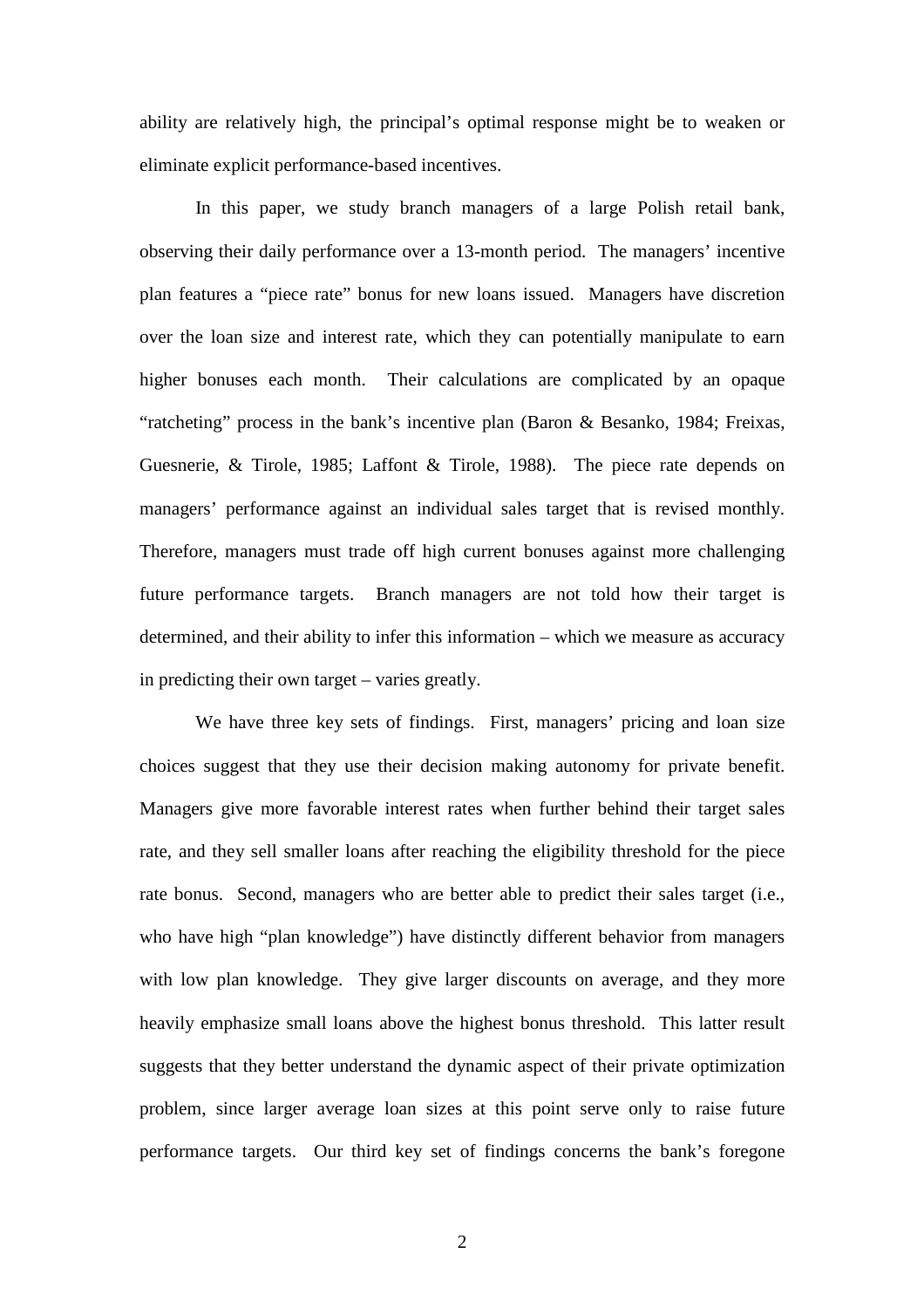ability are relatively high, the principal's optimal response might be to weaken or eliminate explicit performance-based incentives.

In this paper, we study branch managers of a large Polish retail bank, observing their daily performance over a 13-month period. The managers' incentive plan features a "piece rate" bonus for new loans issued. Managers have discretion over the loan size and interest rate, which they can potentially manipulate to earn higher bonuses each month. Their calculations are complicated by an opaque "ratcheting" process in the bank's incentive plan (Baron & Besanko, 1984; Freixas, Guesnerie, & Tirole, 1985; Laffont & Tirole, 1988). The piece rate depends on managers' performance against an individual sales target that is revised monthly. Therefore, managers must trade off high current bonuses against more challenging future performance targets. Branch managers are not told how their target is determined, and their ability to infer this information – which we measure as accuracy in predicting their own target – varies greatly.

We have three key sets of findings. First, managers' pricing and loan size choices suggest that they use their decision making autonomy for private benefit. Managers give more favorable interest rates when further behind their target sales rate, and they sell smaller loans after reaching the eligibility threshold for the piece rate bonus. Second, managers who are better able to predict their sales target (i.e., who have high "plan knowledge") have distinctly different behavior from managers with low plan knowledge. They give larger discounts on average, and they more heavily emphasize small loans above the highest bonus threshold. This latter result suggests that they better understand the dynamic aspect of their private optimization problem, since larger average loan sizes at this point serve only to raise future performance targets. Our third key set of findings concerns the bank's foregone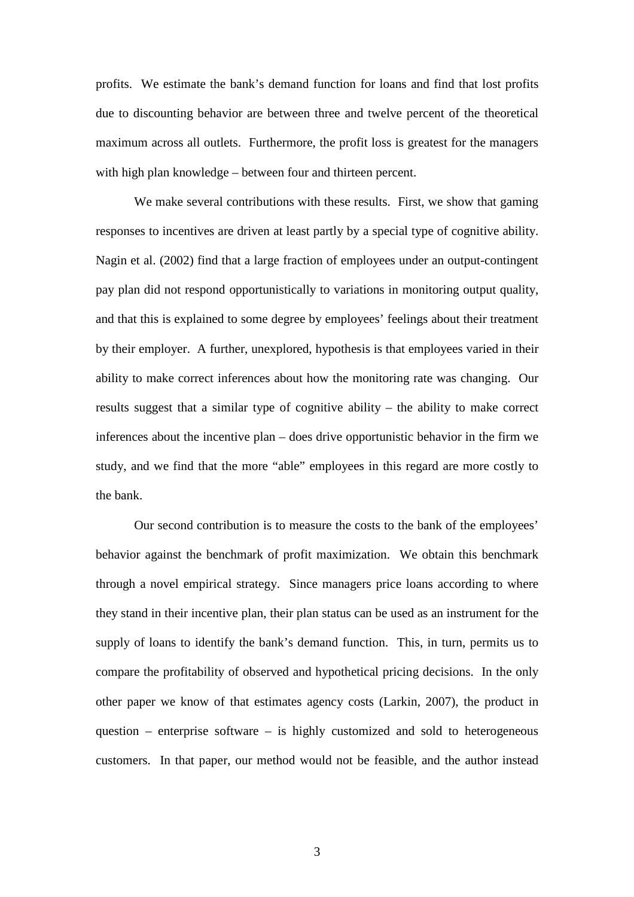profits. We estimate the bank's demand function for loans and find that lost profits due to discounting behavior are between three and twelve percent of the theoretical maximum across all outlets. Furthermore, the profit loss is greatest for the managers with high plan knowledge – between four and thirteen percent.

We make several contributions with these results. First, we show that gaming responses to incentives are driven at least partly by a special type of cognitive ability. Nagin et al. (2002) find that a large fraction of employees under an output-contingent pay plan did not respond opportunistically to variations in monitoring output quality, and that this is explained to some degree by employees' feelings about their treatment by their employer. A further, unexplored, hypothesis is that employees varied in their ability to make correct inferences about how the monitoring rate was changing. Our results suggest that a similar type of cognitive ability – the ability to make correct inferences about the incentive plan – does drive opportunistic behavior in the firm we study, and we find that the more "able" employees in this regard are more costly to the bank.

Our second contribution is to measure the costs to the bank of the employees' behavior against the benchmark of profit maximization. We obtain this benchmark through a novel empirical strategy. Since managers price loans according to where they stand in their incentive plan, their plan status can be used as an instrument for the supply of loans to identify the bank's demand function. This, in turn, permits us to compare the profitability of observed and hypothetical pricing decisions. In the only other paper we know of that estimates agency costs (Larkin, 2007), the product in question – enterprise software – is highly customized and sold to heterogeneous customers. In that paper, our method would not be feasible, and the author instead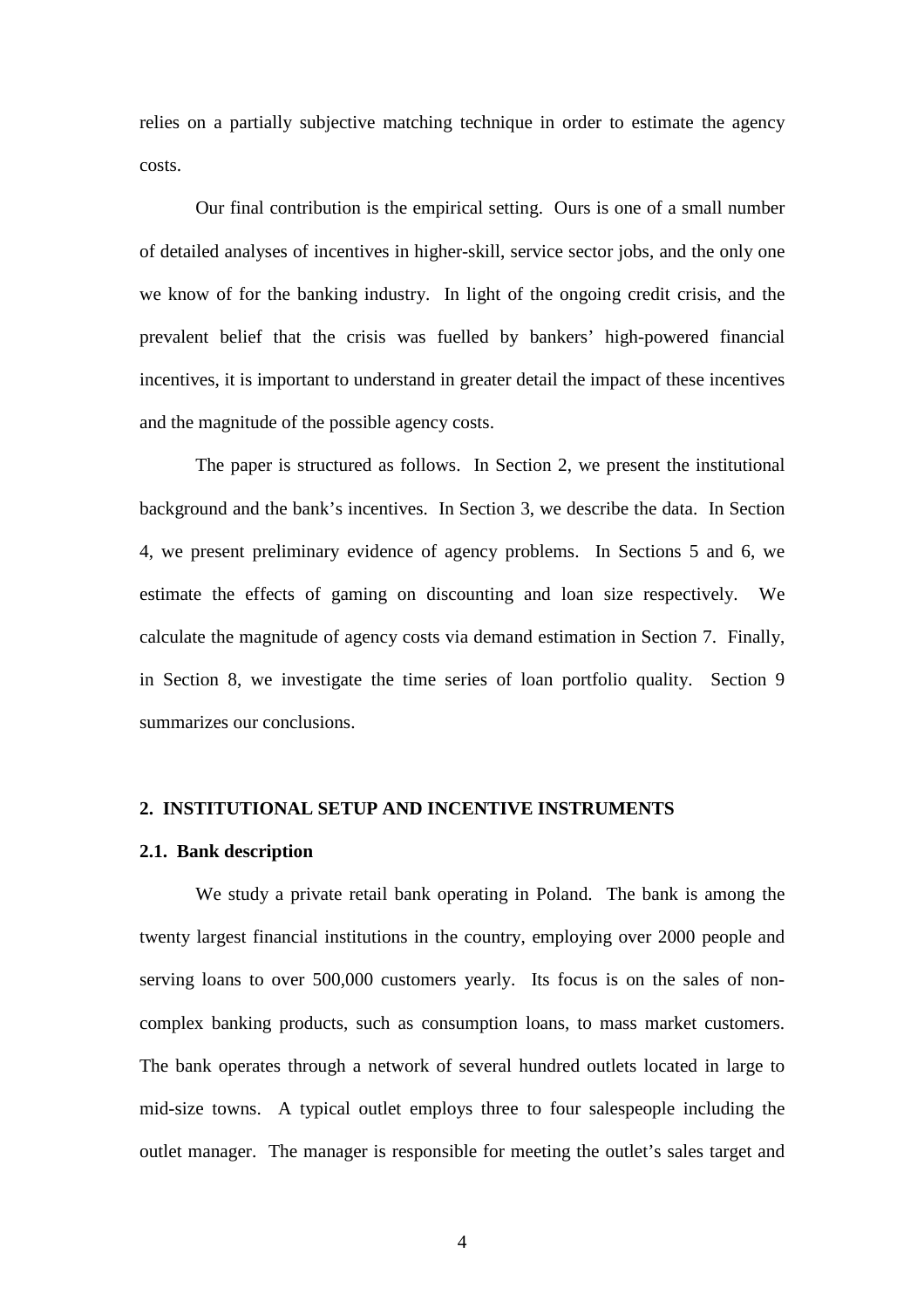relies on a partially subjective matching technique in order to estimate the agency costs.

Our final contribution is the empirical setting. Ours is one of a small number of detailed analyses of incentives in higher-skill, service sector jobs, and the only one we know of for the banking industry. In light of the ongoing credit crisis, and the prevalent belief that the crisis was fuelled by bankers' high-powered financial incentives, it is important to understand in greater detail the impact of these incentives and the magnitude of the possible agency costs.

The paper is structured as follows. In Section 2, we present the institutional background and the bank's incentives. In Section 3, we describe the data. In Section 4, we present preliminary evidence of agency problems. In Sections 5 and 6, we estimate the effects of gaming on discounting and loan size respectively. We calculate the magnitude of agency costs via demand estimation in Section 7. Finally, in Section 8, we investigate the time series of loan portfolio quality. Section 9 summarizes our conclusions.

## 2. INSTITUTIONAL SETUP AND INCENTIVE INSTRUMENTS

### 2.1. Bank description

We study a private retail bank operating in Poland. The bank is among the twenty largest financial institutions in the country, employing over 2000 people and serving loans to over 500,000 customers yearly. Its focus is on the sales of non-complex banking products, such as consumption loans, to mass market customers. The bank operates through a network of several hundred outlets located in large to mid-size towns. A typical outlet employs three to four salespeople including the outlet manager. The manager is responsible for meeting the outlet's sales target and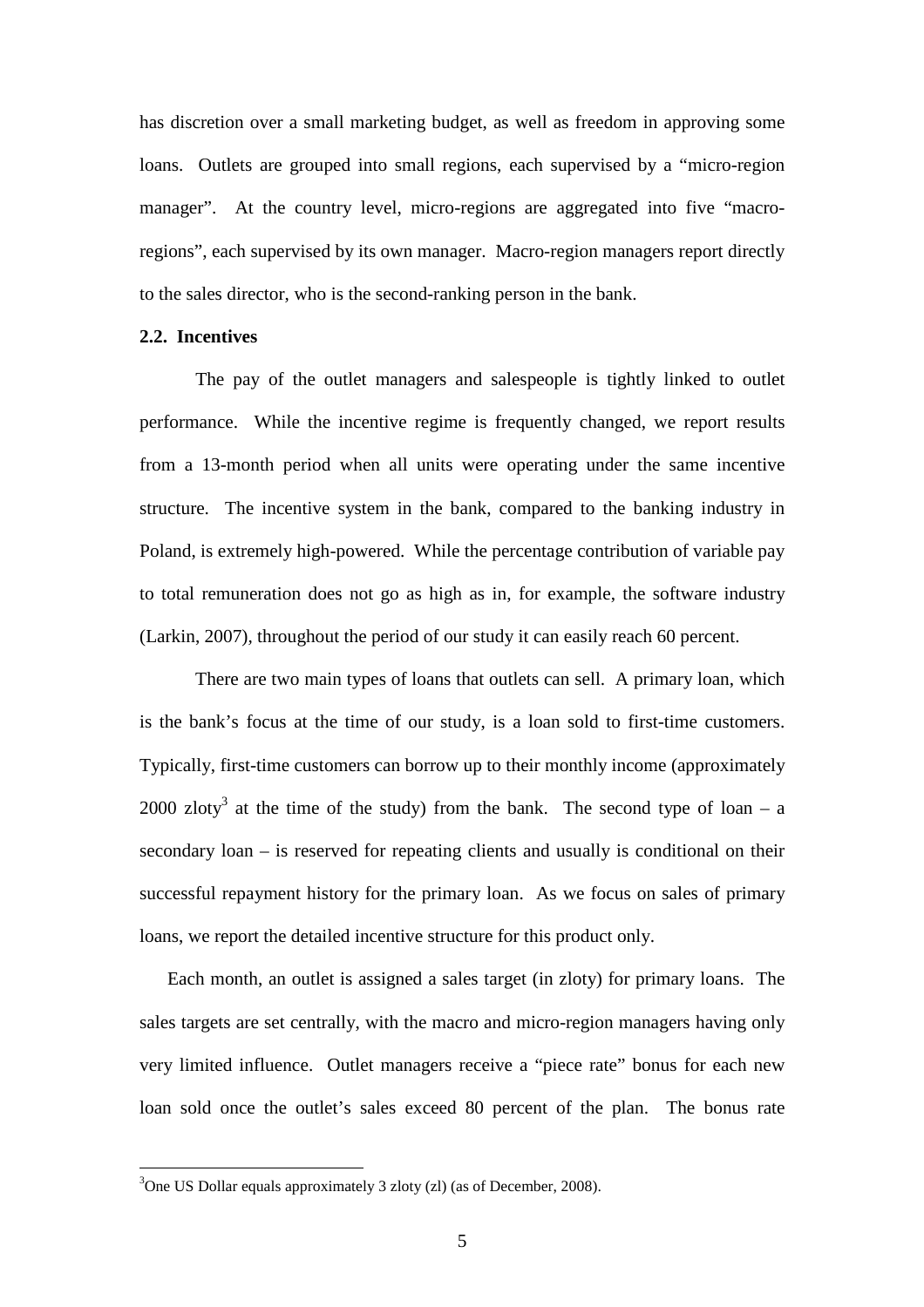has discretion over a small marketing budget, as well as freedom in approving some loans. Outlets are grouped into small regions, each supervised by a "micro-region manager". At the country level, micro-regions are aggregated into five "macro-regions", each supervised by its own manager. Macro-region managers report directly to the sales director, who is the second-ranking person in the bank.

## 2.2. Incentives

The pay of the outlet managers and salespeople is tightly linked to outlet performance. While the incentive regime is frequently changed, we report results from a 13-month period when all units were operating under the same incentive structure. The incentive system in the bank, compared to the banking industry in Poland, is extremely high-powered. While the percentage contribution of variable pay to total remuneration does not go as high as in, for example, the software industry (Larkin, 2007), throughout the period of our study it can easily reach 60 percent.

There are two main types of loans that outlets can sell. A primary loan, which is the bank's focus at the time of our study, is a loan sold to first-time customers. Typically, first-time customers can borrow up to their monthly income (approximately 2000 zloty[3] at the time of the study) from the bank. The second type of loan – a secondary loan – is reserved for repeating clients and usually is conditional on their successful repayment history for the primary loan. As we focus on sales of primary loans, we report the detailed incentive structure for this product only.

Each month, an outlet is assigned a sales target (in zloty) for primary loans. The sales targets are set centrally, with the macro and micro-region managers having only very limited influence. Outlet managers receive a "piece rate" bonus for each new loan sold once the outlet's sales exceed 80 percent of the plan. The bonus rate

[3] One US Dollar equals approximately 3 zloty (zl) (as of December, 2008).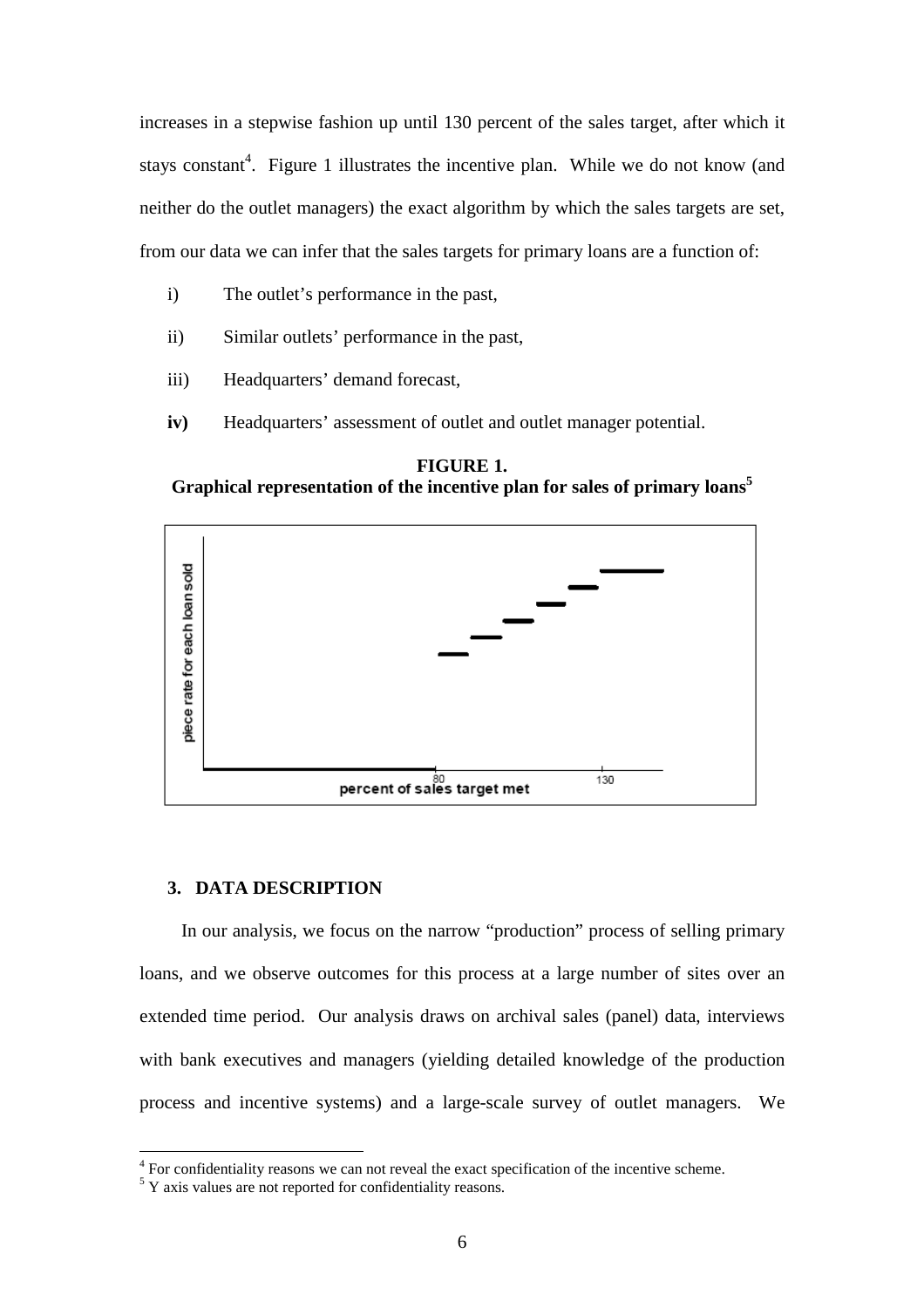increases in a stepwise fashion up until 130 percent of the sales target, after which it stays constant[4]. Figure 1 illustrates the incentive plan. While we do not know (and neither do the outlet managers) the exact algorithm by which the sales targets are set, from our data we can infer that the sales targets for primary loans are a function of:

i) The outlet's performance in the past,

ii) Similar outlets' performance in the past,

iii) Headquarters' demand forecast,

**iv)** Headquarters' assessment of outlet and outlet manager potential.

**FIGURE 1.**
**Graphical representation of the incentive plan for sales of primary loans[5]**

## 3. DATA DESCRIPTION

In our analysis, we focus on the narrow "production" process of selling primary loans, and we observe outcomes for this process at a large number of sites over an extended time period. Our analysis draws on archival sales (panel) data, interviews with bank executives and managers (yielding detailed knowledge of the production process and incentive systems) and a large-scale survey of outlet managers. We

[4] For confidentiality reasons we can not reveal the exact specification of the incentive scheme.

[5] Y axis values are not reported for confidentiality reasons.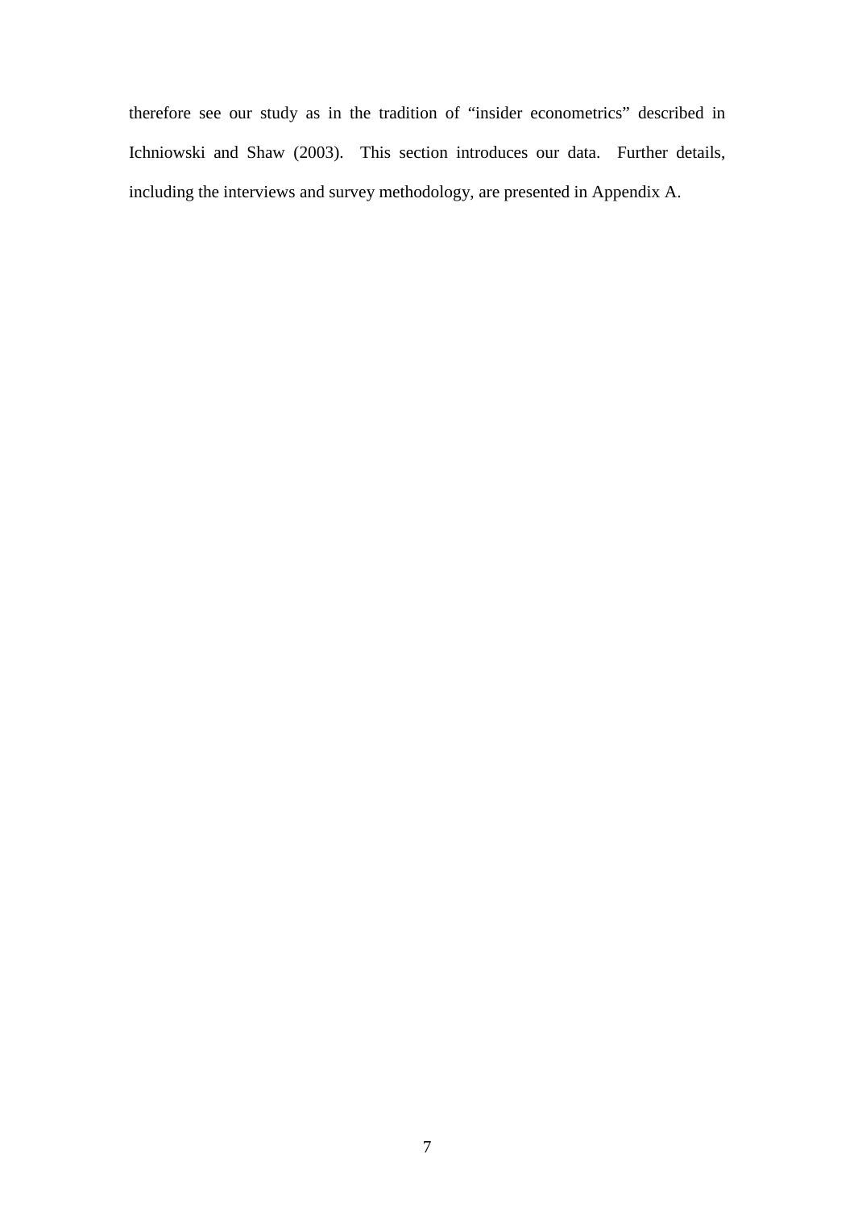therefore see our study as in the tradition of "insider econometrics" described in Ichniowski and Shaw (2003). This section introduces our data. Further details, including the interviews and survey methodology, are presented in Appendix A.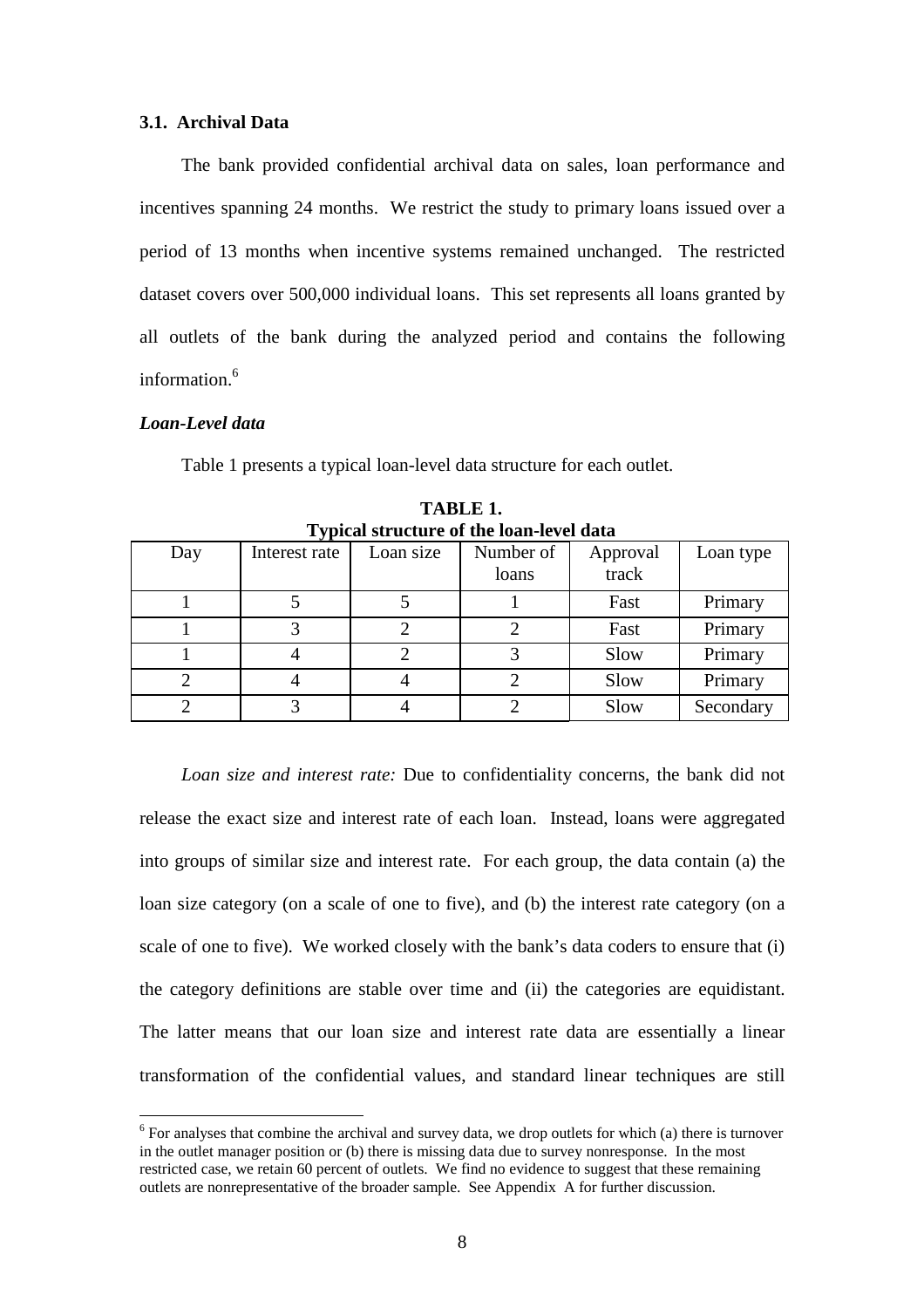### 3.1. Archival Data

The bank provided confidential archival data on sales, loan performance and incentives spanning 24 months. We restrict the study to primary loans issued over a period of 13 months when incentive systems remained unchanged. The restricted dataset covers over 500,000 individual loans. This set represents all loans granted by all outlets of the bank during the analyzed period and contains the following information.[6]

#### *Loan-Level data*

Table 1 presents a typical loan-level data structure for each outlet.

**TABLE 1.**
**Typical structure of the loan-level data**

| Day | Interest rate | Loan size | Number of loans | Approval track | Loan type |
|---|---|---|---|---|---|
| 1 | 5 | 5 | 1 | Fast | Primary |
| 1 | 3 | 2 | 2 | Fast | Primary |
| 1 | 4 | 2 | 3 | Slow | Primary |
| 2 | 4 | 4 | 2 | Slow | Primary |
| 2 | 3 | 4 | 2 | Slow | Secondary |

*Loan size and interest rate:* Due to confidentiality concerns, the bank did not release the exact size and interest rate of each loan. Instead, loans were aggregated into groups of similar size and interest rate. For each group, the data contain (a) the loan size category (on a scale of one to five), and (b) the interest rate category (on a scale of one to five). We worked closely with the bank's data coders to ensure that (i) the category definitions are stable over time and (ii) the categories are equidistant. The latter means that our loan size and interest rate data are essentially a linear transformation of the confidential values, and standard linear techniques are still

[6] For analyses that combine the archival and survey data, we drop outlets for which (a) there is turnover in the outlet manager position or (b) there is missing data due to survey nonresponse. In the most restricted case, we retain 60 percent of outlets. We find no evidence to suggest that these remaining outlets are nonrepresentative of the broader sample. See Appendix A for further discussion.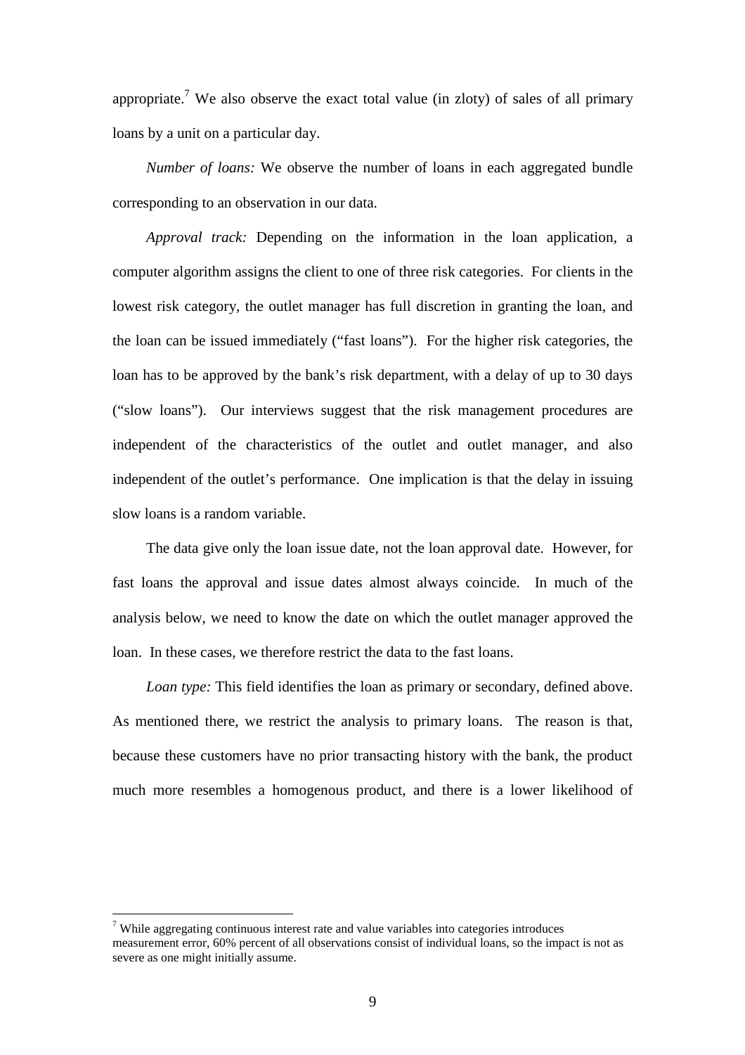appropriate.[7] We also observe the exact total value (in zloty) of sales of all primary loans by a unit on a particular day.

*Number of loans:* We observe the number of loans in each aggregated bundle corresponding to an observation in our data.

*Approval track:* Depending on the information in the loan application, a computer algorithm assigns the client to one of three risk categories. For clients in the lowest risk category, the outlet manager has full discretion in granting the loan, and the loan can be issued immediately ("fast loans"). For the higher risk categories, the loan has to be approved by the bank's risk department, with a delay of up to 30 days ("slow loans"). Our interviews suggest that the risk management procedures are independent of the characteristics of the outlet and outlet manager, and also independent of the outlet's performance. One implication is that the delay in issuing slow loans is a random variable.

The data give only the loan issue date, not the loan approval date. However, for fast loans the approval and issue dates almost always coincide. In much of the analysis below, we need to know the date on which the outlet manager approved the loan. In these cases, we therefore restrict the data to the fast loans.

*Loan type:* This field identifies the loan as primary or secondary, defined above. As mentioned there, we restrict the analysis to primary loans. The reason is that, because these customers have no prior transacting history with the bank, the product much more resembles a homogenous product, and there is a lower likelihood of

---

[7] While aggregating continuous interest rate and value variables into categories introduces measurement error, 60% percent of all observations consist of individual loans, so the impact is not as severe as one might initially assume.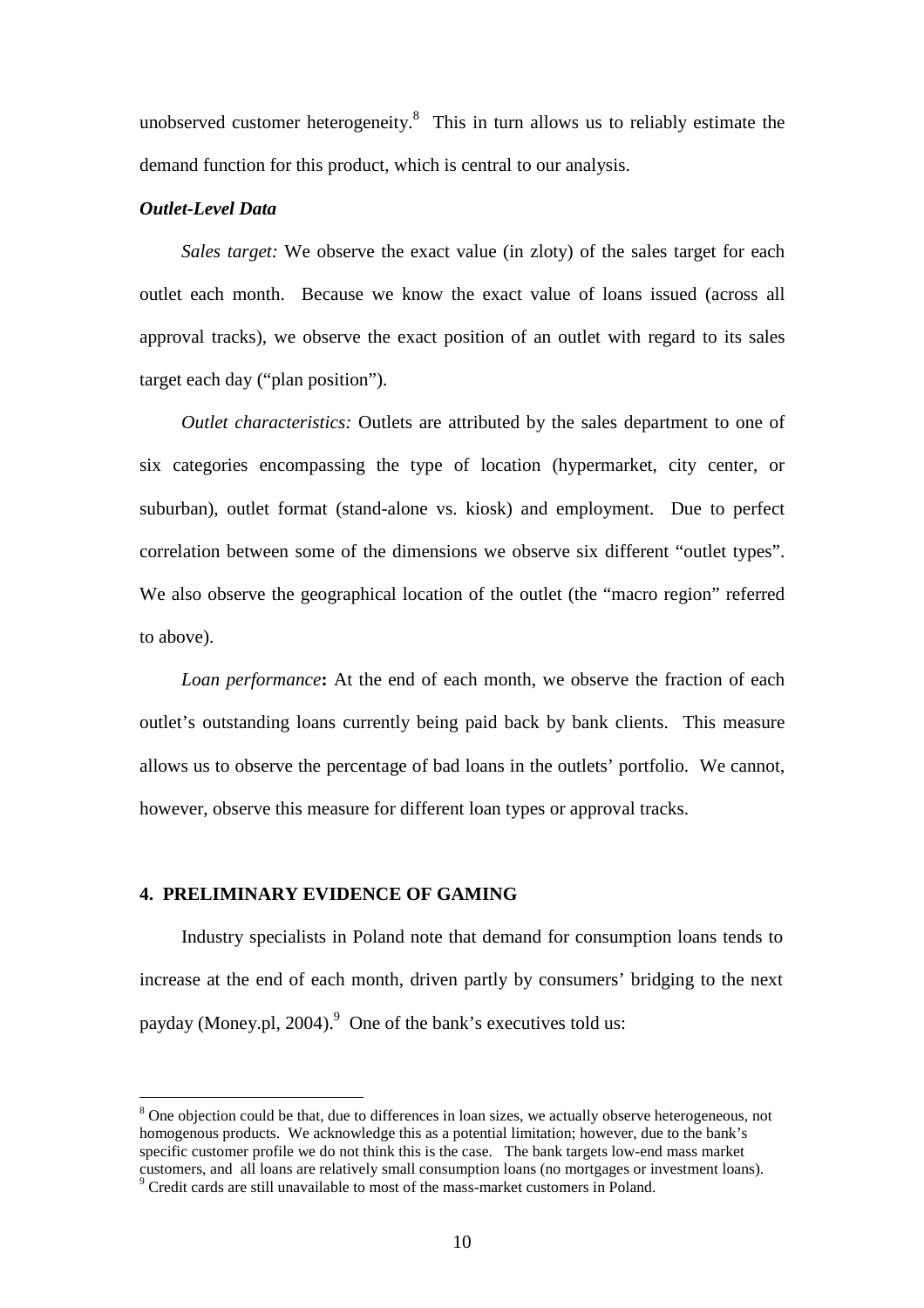unobserved customer heterogeneity.[8] This in turn allows us to reliably estimate the demand function for this product, which is central to our analysis.

***Outlet-Level Data***

*Sales target:* We observe the exact value (in zloty) of the sales target for each outlet each month. Because we know the exact value of loans issued (across all approval tracks), we observe the exact position of an outlet with regard to its sales target each day ("plan position").

*Outlet characteristics:* Outlets are attributed by the sales department to one of six categories encompassing the type of location (hypermarket, city center, or suburban), outlet format (stand-alone vs. kiosk) and employment. Due to perfect correlation between some of the dimensions we observe six different "outlet types". We also observe the geographical location of the outlet (the "macro region" referred to above).

*Loan performance*: At the end of each month, we observe the fraction of each outlet's outstanding loans currently being paid back by bank clients. This measure allows us to observe the percentage of bad loans in the outlets' portfolio. We cannot, however, observe this measure for different loan types or approval tracks.

## 4. PRELIMINARY EVIDENCE OF GAMING

Industry specialists in Poland note that demand for consumption loans tends to increase at the end of each month, driven partly by consumers' bridging to the next payday (Money.pl, 2004).[9] One of the bank's executives told us:

---

[8] One objection could be that, due to differences in loan sizes, we actually observe heterogeneous, not homogenous products. We acknowledge this as a potential limitation; however, due to the bank's specific customer profile we do not think this is the case. The bank targets low-end mass market customers, and all loans are relatively small consumption loans (no mortgages or investment loans).

[9] Credit cards are still unavailable to most of the mass-market customers in Poland.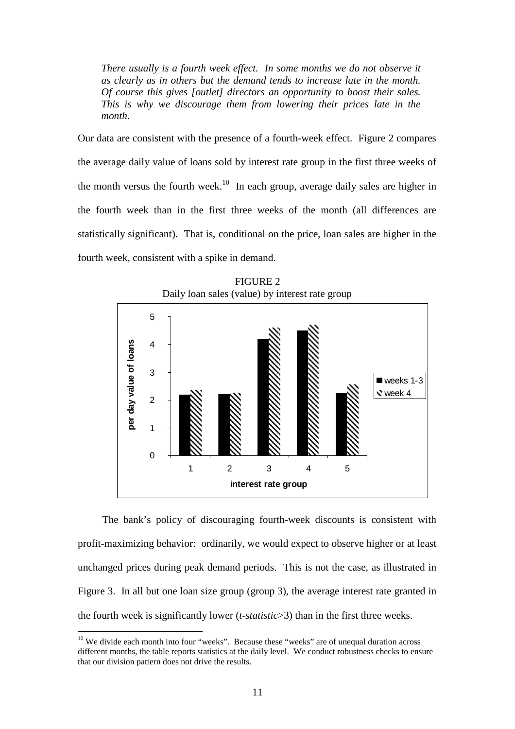*There usually is a fourth week effect. In some months we do not observe it as clearly as in others but the demand tends to increase late in the month. Of course this gives [outlet] directors an opportunity to boost their sales. This is why we discourage them from lowering their prices late in the month.*

Our data are consistent with the presence of a fourth-week effect. Figure 2 compares the average daily value of loans sold by interest rate group in the first three weeks of the month versus the fourth week.[10] In each group, average daily sales are higher in the fourth week than in the first three weeks of the month (all differences are statistically significant). That is, conditional on the price, loan sales are higher in the fourth week, consistent with a spike in demand.

FIGURE 2
Daily loan sales (value) by interest rate group

The bank's policy of discouraging fourth-week discounts is consistent with profit-maximizing behavior: ordinarily, we would expect to observe higher or at least unchanged prices during peak demand periods. This is not the case, as illustrated in Figure 3. In all but one loan size group (group 3), the average interest rate granted in the fourth week is significantly lower (*t-statistic*>3) than in the first three weeks.

[10] We divide each month into four "weeks". Because these "weeks" are of unequal duration across different months, the table reports statistics at the daily level. We conduct robustness checks to ensure that our division pattern does not drive the results.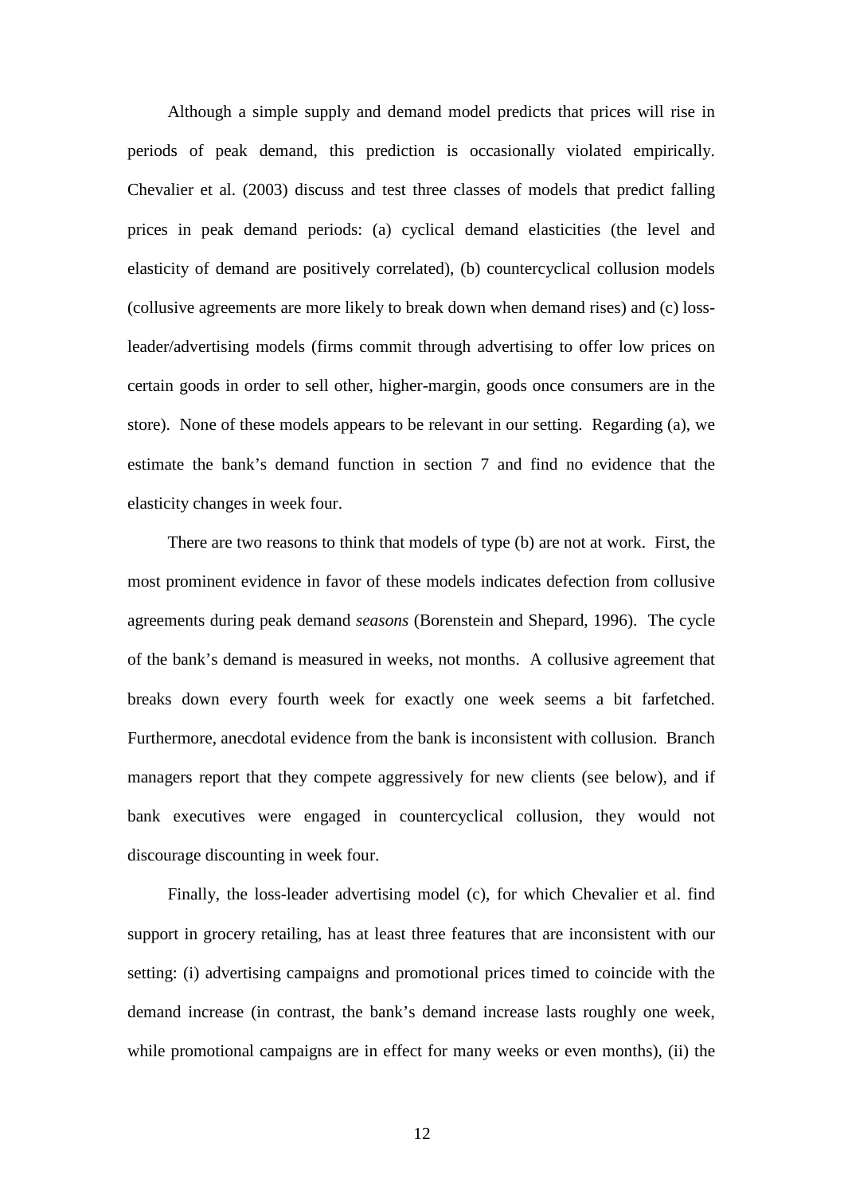Although a simple supply and demand model predicts that prices will rise in periods of peak demand, this prediction is occasionally violated empirically. Chevalier et al. (2003) discuss and test three classes of models that predict falling prices in peak demand periods: (a) cyclical demand elasticities (the level and elasticity of demand are positively correlated), (b) countercyclical collusion models (collusive agreements are more likely to break down when demand rises) and (c) loss-leader/advertising models (firms commit through advertising to offer low prices on certain goods in order to sell other, higher-margin, goods once consumers are in the store). None of these models appears to be relevant in our setting. Regarding (a), we estimate the bank's demand function in section 7 and find no evidence that the elasticity changes in week four.

There are two reasons to think that models of type (b) are not at work. First, the most prominent evidence in favor of these models indicates defection from collusive agreements during peak demand *seasons* (Borenstein and Shepard, 1996). The cycle of the bank's demand is measured in weeks, not months. A collusive agreement that breaks down every fourth week for exactly one week seems a bit farfetched. Furthermore, anecdotal evidence from the bank is inconsistent with collusion. Branch managers report that they compete aggressively for new clients (see below), and if bank executives were engaged in countercyclical collusion, they would not discourage discounting in week four.

Finally, the loss-leader advertising model (c), for which Chevalier et al. find support in grocery retailing, has at least three features that are inconsistent with our setting: (i) advertising campaigns and promotional prices timed to coincide with the demand increase (in contrast, the bank's demand increase lasts roughly one week, while promotional campaigns are in effect for many weeks or even months), (ii) the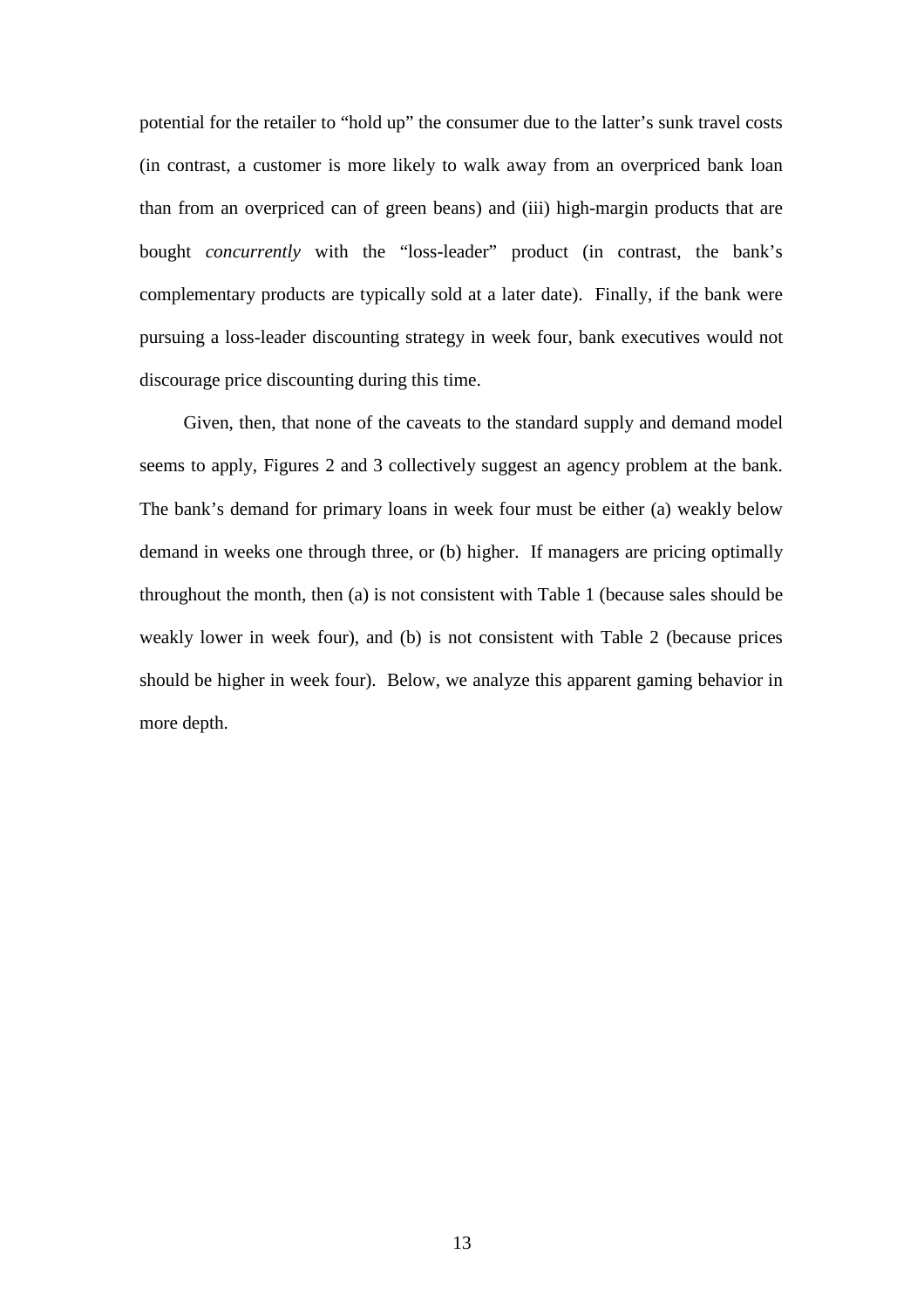potential for the retailer to "hold up" the consumer due to the latter's sunk travel costs (in contrast, a customer is more likely to walk away from an overpriced bank loan than from an overpriced can of green beans) and (iii) high-margin products that are bought *concurrently* with the "loss-leader" product (in contrast, the bank's complementary products are typically sold at a later date). Finally, if the bank were pursuing a loss-leader discounting strategy in week four, bank executives would not discourage price discounting during this time.

Given, then, that none of the caveats to the standard supply and demand model seems to apply, Figures 2 and 3 collectively suggest an agency problem at the bank. The bank's demand for primary loans in week four must be either (a) weakly below demand in weeks one through three, or (b) higher. If managers are pricing optimally throughout the month, then (a) is not consistent with Table 1 (because sales should be weakly lower in week four), and (b) is not consistent with Table 2 (because prices should be higher in week four). Below, we analyze this apparent gaming behavior in more depth.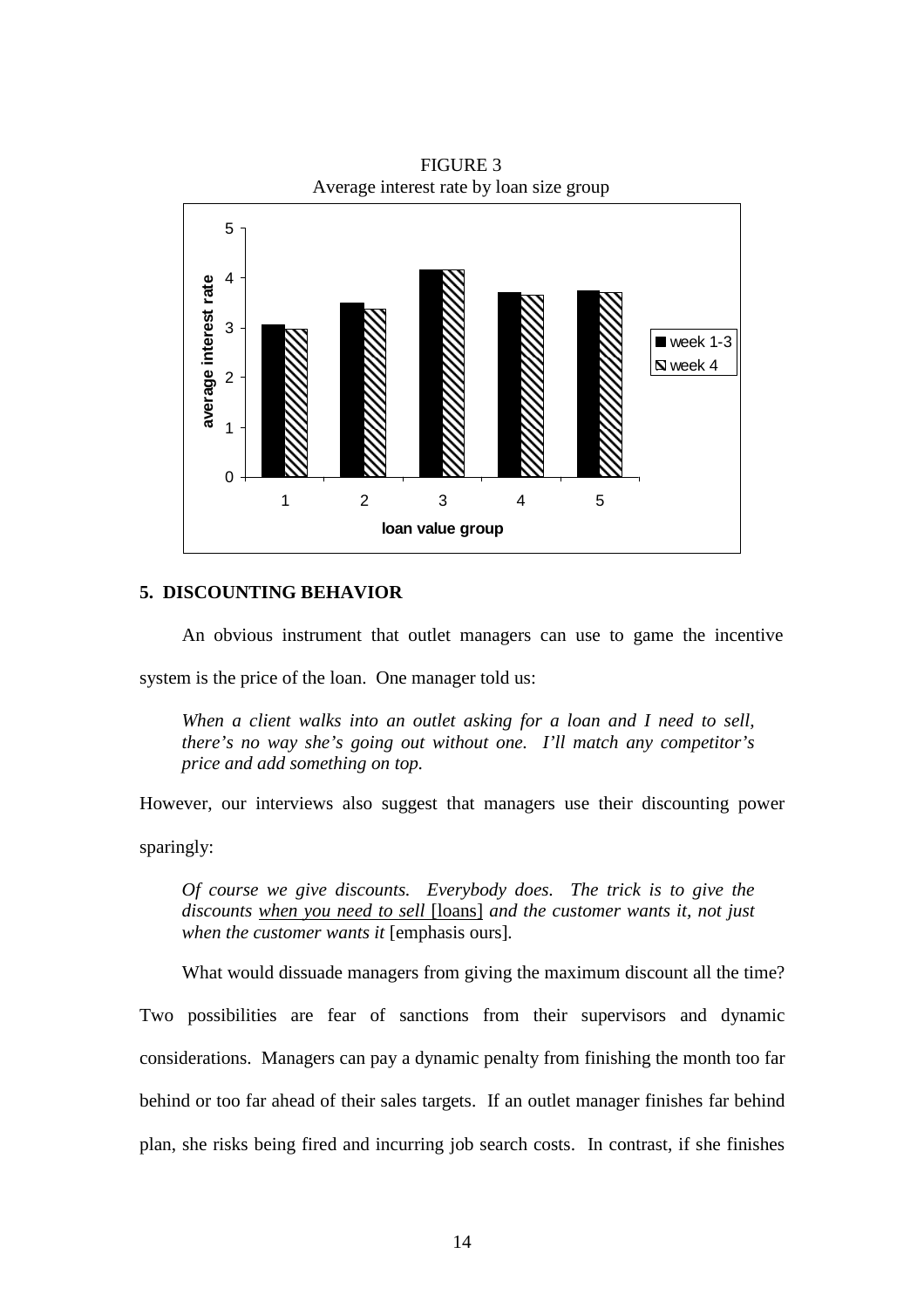FIGURE 3
Average interest rate by loan size group

## 5. DISCOUNTING BEHAVIOR

An obvious instrument that outlet managers can use to game the incentive system is the price of the loan. One manager told us:

> *When a client walks into an outlet asking for a loan and I need to sell, there's no way she's going out without one. I'll match any competitor's price and add something on top.*

However, our interviews also suggest that managers use their discounting power sparingly:

> *Of course we give discounts. Everybody does. The trick is to give the discounts <u>when you need to sell</u>* [loans] *and the customer wants it, not just when the customer wants it* [emphasis ours].

What would dissuade managers from giving the maximum discount all the time? Two possibilities are fear of sanctions from their supervisors and dynamic considerations. Managers can pay a dynamic penalty from finishing the month too far behind or too far ahead of their sales targets. If an outlet manager finishes far behind plan, she risks being fired and incurring job search costs. In contrast, if she finishes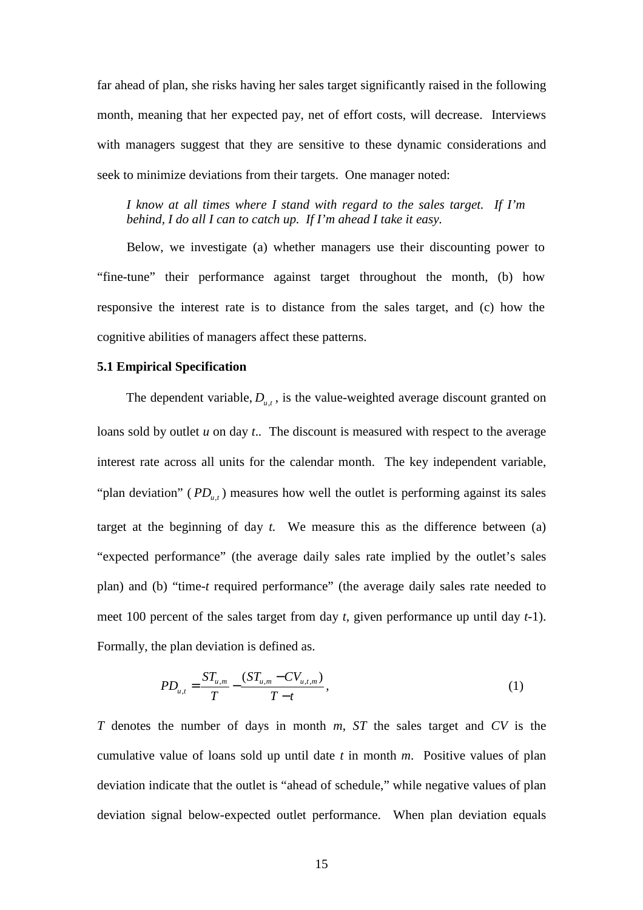far ahead of plan, she risks having her sales target significantly raised in the following month, meaning that her expected pay, net of effort costs, will decrease. Interviews with managers suggest that they are sensitive to these dynamic considerations and seek to minimize deviations from their targets. One manager noted:

> *I know at all times where I stand with regard to the sales target. If I'm behind, I do all I can to catch up. If I'm ahead I take it easy.*

Below, we investigate (a) whether managers use their discounting power to "fine-tune" their performance against target throughout the month, (b) how responsive the interest rate is to distance from the sales target, and (c) how the cognitive abilities of managers affect these patterns.

### 5.1 Empirical Specification

The dependent variable, $D_{u,t}$, is the value-weighted average discount granted on loans sold by outlet *u* on day *t*.. The discount is measured with respect to the average interest rate across all units for the calendar month. The key independent variable, "plan deviation" ($PD_{u,t}$) measures how well the outlet is performing against its sales target at the beginning of day *t*. We measure this as the difference between (a) "expected performance" (the average daily sales rate implied by the outlet's sales plan) and (b) "time-*t* required performance" (the average daily sales rate needed to meet 100 percent of the sales target from day *t*, given performance up until day *t*-1). Formally, the plan deviation is defined as.

$$PD_{u,t} = \frac{ST_{u,m}}{T} - \frac{(ST_{u,m} - CV_{u,t,m})}{T - t}, \tag{1}$$

*T* denotes the number of days in month *m*, *ST* the sales target and *CV* is the cumulative value of loans sold up until date *t* in month *m*. Positive values of plan deviation indicate that the outlet is "ahead of schedule," while negative values of plan deviation signal below-expected outlet performance. When plan deviation equals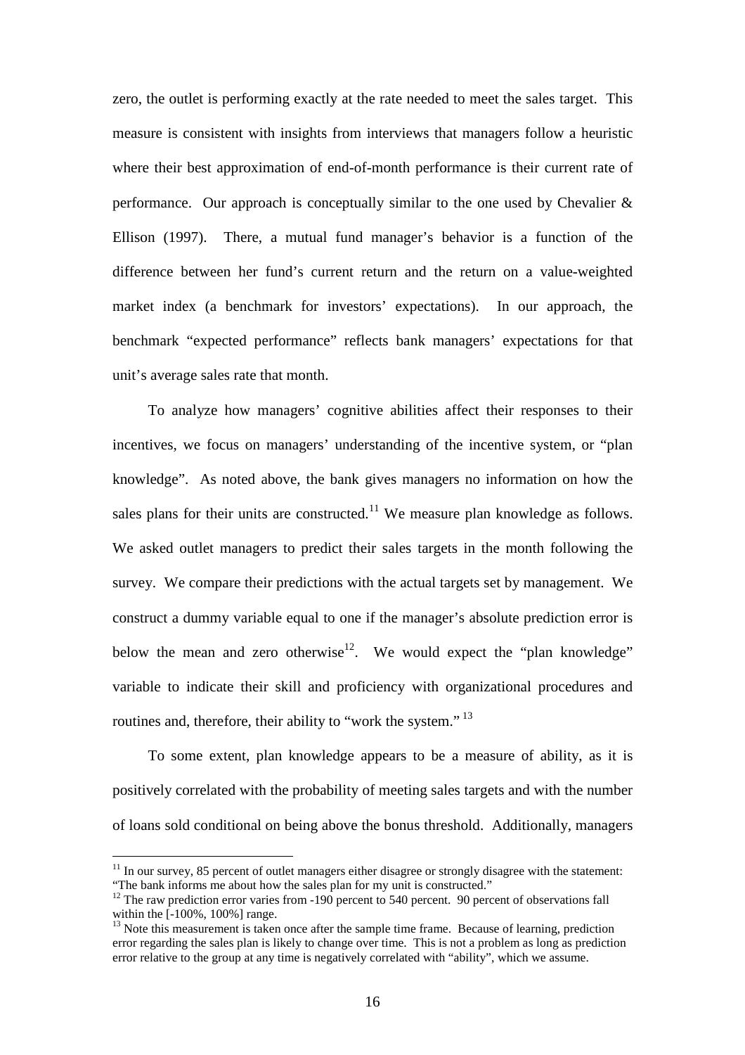zero, the outlet is performing exactly at the rate needed to meet the sales target. This measure is consistent with insights from interviews that managers follow a heuristic where their best approximation of end-of-month performance is their current rate of performance. Our approach is conceptually similar to the one used by Chevalier & Ellison (1997). There, a mutual fund manager's behavior is a function of the difference between her fund's current return and the return on a value-weighted market index (a benchmark for investors' expectations). In our approach, the benchmark "expected performance" reflects bank managers' expectations for that unit's average sales rate that month.

To analyze how managers' cognitive abilities affect their responses to their incentives, we focus on managers' understanding of the incentive system, or "plan knowledge". As noted above, the bank gives managers no information on how the sales plans for their units are constructed.[11] We measure plan knowledge as follows. We asked outlet managers to predict their sales targets in the month following the survey. We compare their predictions with the actual targets set by management. We construct a dummy variable equal to one if the manager's absolute prediction error is below the mean and zero otherwise[12]. We would expect the "plan knowledge" variable to indicate their skill and proficiency with organizational procedures and routines and, therefore, their ability to "work the system." [13]

To some extent, plan knowledge appears to be a measure of ability, as it is positively correlated with the probability of meeting sales targets and with the number of loans sold conditional on being above the bonus threshold. Additionally, managers

[11] In our survey, 85 percent of outlet managers either disagree or strongly disagree with the statement: "The bank informs me about how the sales plan for my unit is constructed."

[12] The raw prediction error varies from -190 percent to 540 percent. 90 percent of observations fall within the [-100%, 100%] range.

[13] Note this measurement is taken once after the sample time frame. Because of learning, prediction error regarding the sales plan is likely to change over time. This is not a problem as long as prediction error relative to the group at any time is negatively correlated with "ability", which we assume.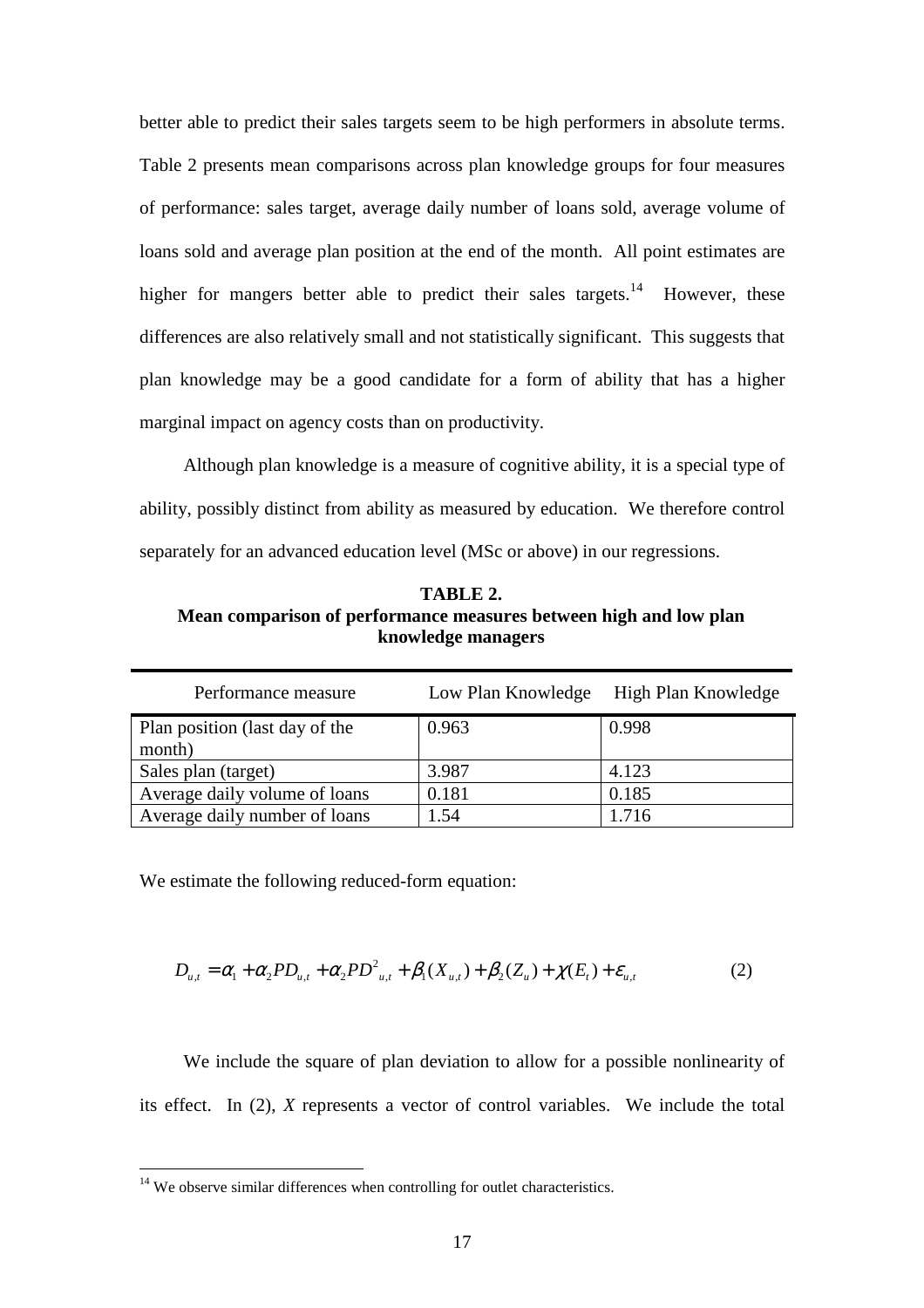better able to predict their sales targets seem to be high performers in absolute terms. Table 2 presents mean comparisons across plan knowledge groups for four measures of performance: sales target, average daily number of loans sold, average volume of loans sold and average plan position at the end of the month. All point estimates are higher for mangers better able to predict their sales targets.[14] However, these differences are also relatively small and not statistically significant. This suggests that plan knowledge may be a good candidate for a form of ability that has a higher marginal impact on agency costs than on productivity.

Although plan knowledge is a measure of cognitive ability, it is a special type of ability, possibly distinct from ability as measured by education. We therefore control separately for an advanced education level (MSc or above) in our regressions.

**TABLE 2.**
**Mean comparison of performance measures between high and low plan knowledge managers**

| Performance measure | Low Plan Knowledge | High Plan Knowledge |
|---|---|---|
| Plan position (last day of the month) | 0.963 | 0.998 |
| Sales plan (target) | 3.987 | 4.123 |
| Average daily volume of loans | 0.181 | 0.185 |
| Average daily number of loans | 1.54 | 1.716 |

We estimate the following reduced-form equation:

$$D_{u,t} = \alpha_1 + \alpha_2 PD_{u,t} + \alpha_2 PD^2_{u,t} + \beta_1(X_{u,t}) + \beta_2(Z_u) + \chi(E_t) + \varepsilon_{u,t} \qquad (2)$$

We include the square of plan deviation to allow for a possible nonlinearity of its effect. In (2), $X$ represents a vector of control variables. We include the total

[14] We observe similar differences when controlling for outlet characteristics.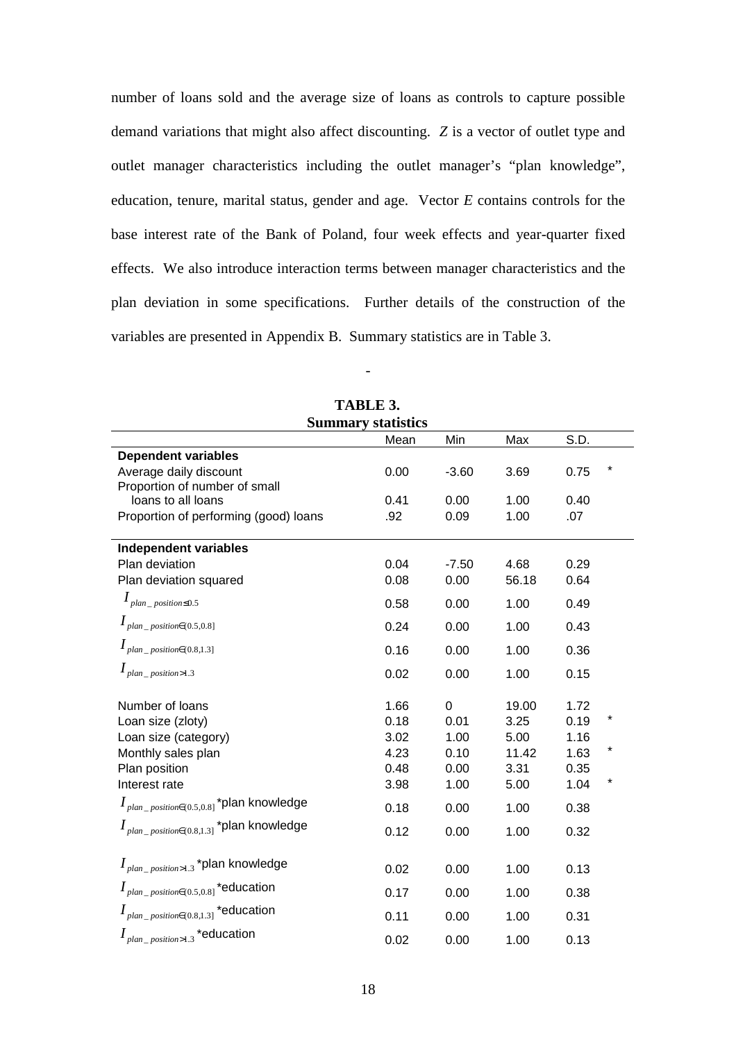number of loans sold and the average size of loans as controls to capture possible demand variations that might also affect discounting. *Z* is a vector of outlet type and outlet manager characteristics including the outlet manager's "plan knowledge", education, tenure, marital status, gender and age. Vector *E* contains controls for the base interest rate of the Bank of Poland, four week effects and year-quarter fixed effects. We also introduce interaction terms between manager characteristics and the plan deviation in some specifications. Further details of the construction of the variables are presented in Appendix B. Summary statistics are in Table 3.

-

**TABLE 3.**
**Summary statistics**

| | Mean | Min | Max | S.D. | |
|---|---|---|---|---|---|
| **Dependent variables** | | | | | |
| Average daily discount | 0.00 | -3.60 | 3.69 | 0.75 | * |
| Proportion of number of small loans to all loans | 0.41 | 0.00 | 1.00 | 0.40 | |
| Proportion of performing (good) loans | .92 | 0.09 | 1.00 | .07 | |
| **Independent variables** | | | | | |
| Plan deviation | 0.04 | -7.50 | 4.68 | 0.29 | |
| Plan deviation squared | 0.08 | 0.00 | 56.18 | 0.64 | |
| $I_{plan\_position \leq 0.5}$ | 0.58 | 0.00 | 1.00 | 0.49 | |
| $I_{plan\_position \in (0.5,0.8]}$ | 0.24 | 0.00 | 1.00 | 0.43 | |
| $I_{plan\_position \in (0.8,1.3]}$ | 0.16 | 0.00 | 1.00 | 0.36 | |
| $I_{plan\_position > 1.3}$ | 0.02 | 0.00 | 1.00 | 0.15 | |
| Number of loans | 1.66 | 0 | 19.00 | 1.72 | |
| Loan size (zloty) | 0.18 | 0.01 | 3.25 | 0.19 | * |
| Loan size (category) | 3.02 | 1.00 | 5.00 | 1.16 | |
| Monthly sales plan | 4.23 | 0.10 | 11.42 | 1.63 | * |
| Plan position | 0.48 | 0.00 | 3.31 | 0.35 | |
| Interest rate | 3.98 | 1.00 | 5.00 | 1.04 | * |
| $I_{plan\_position \in (0.5,0.8]}$*plan knowledge | 0.18 | 0.00 | 1.00 | 0.38 | |
| $I_{plan\_position \in (0.8,1.3]}$*plan knowledge | 0.12 | 0.00 | 1.00 | 0.32 | |
| $I_{plan\_position > 1.3}$*plan knowledge | 0.02 | 0.00 | 1.00 | 0.13 | |
| $I_{plan\_position \in (0.5,0.8]}$*education | 0.17 | 0.00 | 1.00 | 0.38 | |
| $I_{plan\_position \in (0.8,1.3]}$*education | 0.11 | 0.00 | 1.00 | 0.31 | |
| $I_{plan\_position > 1.3}$*education | 0.02 | 0.00 | 1.00 | 0.13 | |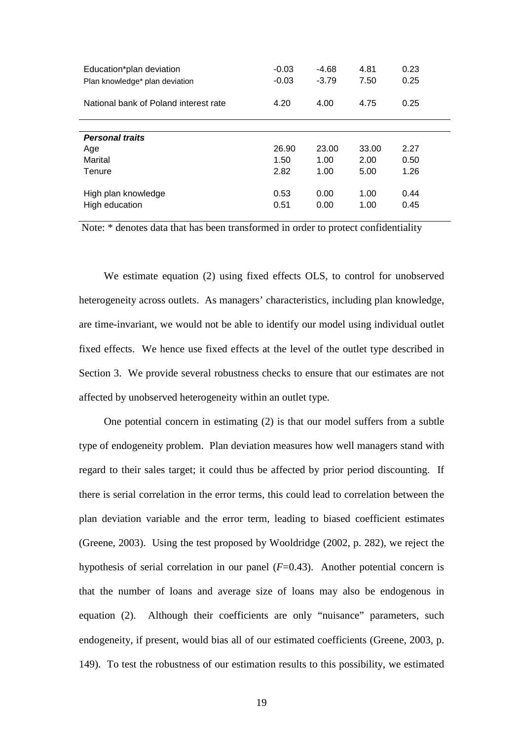| | | | | |
|---|---|---|---|---|
| Education*plan deviation | -0.03 | -4.68 | 4.81 | 0.23 |
| Plan knowledge* plan deviation | -0.03 | -3.79 | 7.50 | 0.25 |
| National bank of Poland interest rate | 4.20 | 4.00 | 4.75 | 0.25 |
| ***Personal traits*** | | | | |
| Age | 26.90 | 23.00 | 33.00 | 2.27 |
| Marital | 1.50 | 1.00 | 2.00 | 0.50 |
| Tenure | 2.82 | 1.00 | 5.00 | 1.26 |
| High plan knowledge | 0.53 | 0.00 | 1.00 | 0.44 |
| High education | 0.51 | 0.00 | 1.00 | 0.45 |

Note: * denotes data that has been transformed in order to protect confidentiality

We estimate equation (2) using fixed effects OLS, to control for unobserved heterogeneity across outlets. As managers' characteristics, including plan knowledge, are time-invariant, we would not be able to identify our model using individual outlet fixed effects. We hence use fixed effects at the level of the outlet type described in Section 3. We provide several robustness checks to ensure that our estimates are not affected by unobserved heterogeneity within an outlet type.

One potential concern in estimating (2) is that our model suffers from a subtle type of endogeneity problem. Plan deviation measures how well managers stand with regard to their sales target; it could thus be affected by prior period discounting. If there is serial correlation in the error terms, this could lead to correlation between the plan deviation variable and the error term, leading to biased coefficient estimates (Greene, 2003). Using the test proposed by Wooldridge (2002, p. 282), we reject the hypothesis of serial correlation in our panel ($F$=0.43). Another potential concern is that the number of loans and average size of loans may also be endogenous in equation (2). Although their coefficients are only "nuisance" parameters, such endogeneity, if present, would bias all of our estimated coefficients (Greene, 2003, p. 149). To test the robustness of our estimation results to this possibility, we estimated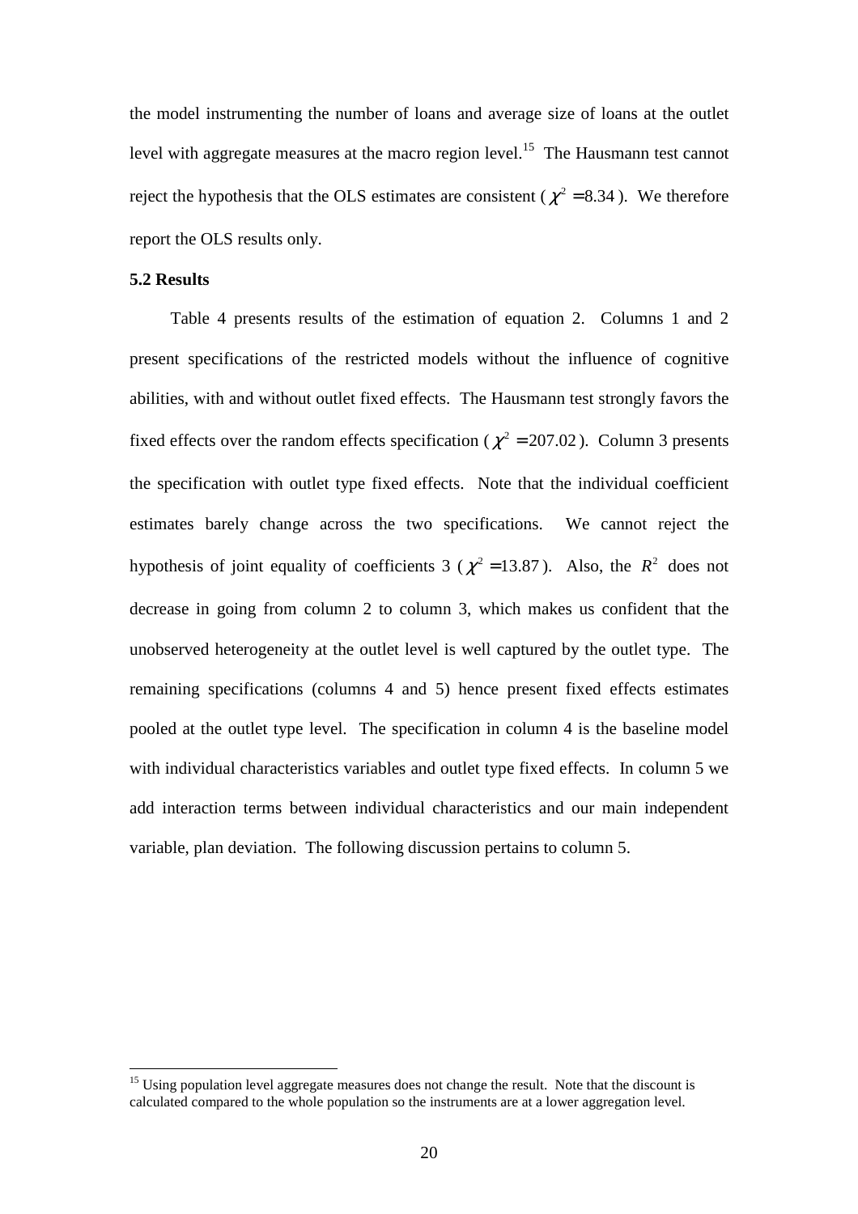the model instrumenting the number of loans and average size of loans at the outlet level with aggregate measures at the macro region level.[15] The Hausmann test cannot reject the hypothesis that the OLS estimates are consistent ( $\chi^2 = 8.34$ ). We therefore report the OLS results only.

**5.2 Results**

Table 4 presents results of the estimation of equation 2. Columns 1 and 2 present specifications of the restricted models without the influence of cognitive abilities, with and without outlet fixed effects. The Hausmann test strongly favors the fixed effects over the random effects specification ( $\chi^2 = 207.02$ ). Column 3 presents the specification with outlet type fixed effects. Note that the individual coefficient estimates barely change across the two specifications. We cannot reject the hypothesis of joint equality of coefficients 3 ( $\chi^2 = 13.87$ ). Also, the $R^2$ does not decrease in going from column 2 to column 3, which makes us confident that the unobserved heterogeneity at the outlet level is well captured by the outlet type. The remaining specifications (columns 4 and 5) hence present fixed effects estimates pooled at the outlet type level. The specification in column 4 is the baseline model with individual characteristics variables and outlet type fixed effects. In column 5 we add interaction terms between individual characteristics and our main independent variable, plan deviation. The following discussion pertains to column 5.

[15] Using population level aggregate measures does not change the result. Note that the discount is calculated compared to the whole population so the instruments are at a lower aggregation level.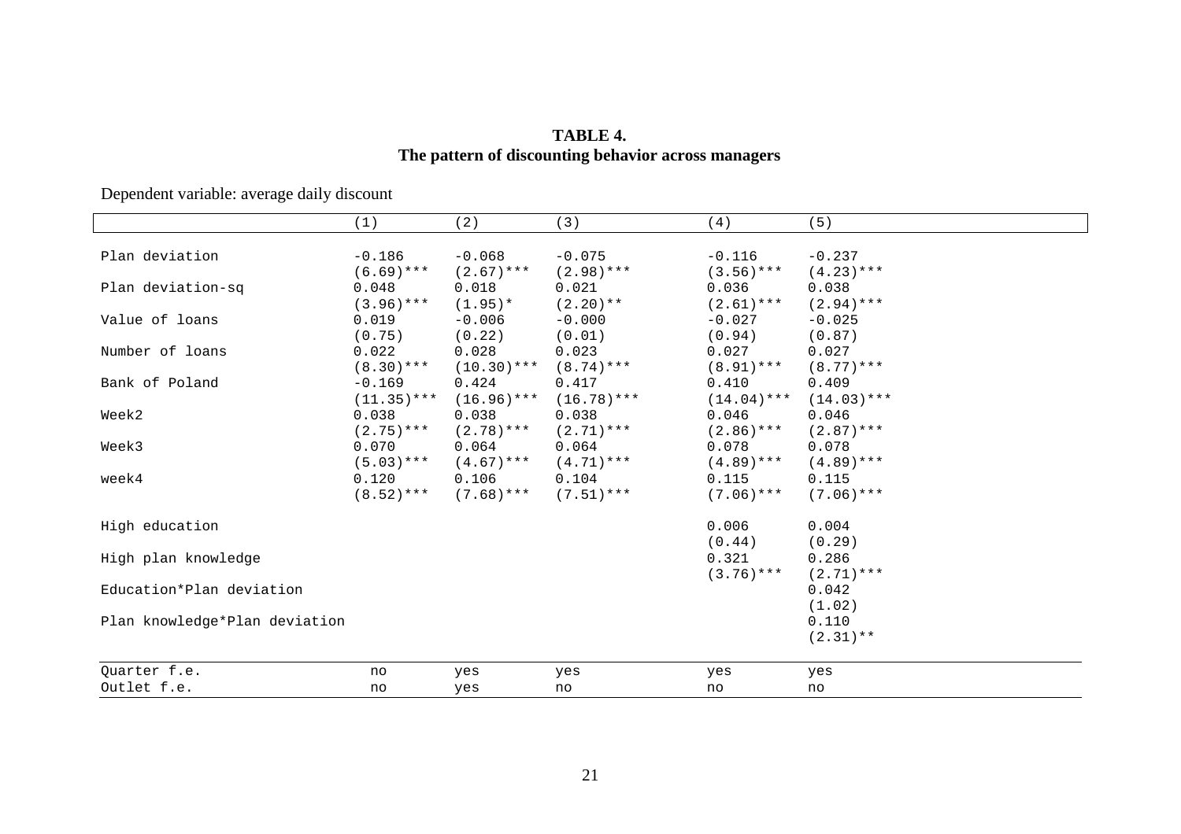**TABLE 4.**
**The pattern of discounting behavior across managers**

Dependent variable: average daily discount

| | (1) | (2) | (3) | (4) | (5) |
|---|---|---|---|---|---|
| Plan deviation | -0.186 | -0.068 | -0.075 | -0.116 | -0.237 |
| | (6.69)*** | (2.67)*** | (2.98)*** | (3.56)*** | (4.23)*** |
| Plan deviation-sq | 0.048 | 0.018 | 0.021 | 0.036 | 0.038 |
| | (3.96)*** | (1.95)* | (2.20)** | (2.61)*** | (2.94)*** |
| Value of loans | 0.019 | -0.006 | -0.000 | -0.027 | -0.025 |
| | (0.75) | (0.22) | (0.01) | (0.94) | (0.87) |
| Number of loans | 0.022 | 0.028 | 0.023 | 0.027 | 0.027 |
| | (8.30)*** | (10.30)*** | (8.74)*** | (8.91)*** | (8.77)*** |
| Bank of Poland | -0.169 | 0.424 | 0.417 | 0.410 | 0.409 |
| | (11.35)*** | (16.96)*** | (16.78)*** | (14.04)*** | (14.03)*** |
| Week2 | 0.038 | 0.038 | 0.038 | 0.046 | 0.046 |
| | (2.75)*** | (2.78)*** | (2.71)*** | (2.86)*** | (2.87)*** |
| Week3 | 0.070 | 0.064 | 0.064 | 0.078 | 0.078 |
| | (5.03)*** | (4.67)*** | (4.71)*** | (4.89)*** | (4.89)*** |
| week4 | 0.120 | 0.106 | 0.104 | 0.115 | 0.115 |
| | (8.52)*** | (7.68)*** | (7.51)*** | (7.06)*** | (7.06)*** |
| High education | | | | 0.006 | 0.004 |
| | | | | (0.44) | (0.29) |
| High plan knowledge | | | | 0.321 | 0.286 |
| | | | | (3.76)*** | (2.71)*** |
| Education*Plan deviation | | | | | 0.042 |
| | | | | | (1.02) |
| Plan knowledge*Plan deviation | | | | | 0.110 |
| | | | | | (2.31)** |
| Quarter f.e. | no | yes | yes | yes | yes |
| Outlet f.e. | no | yes | no | no | no |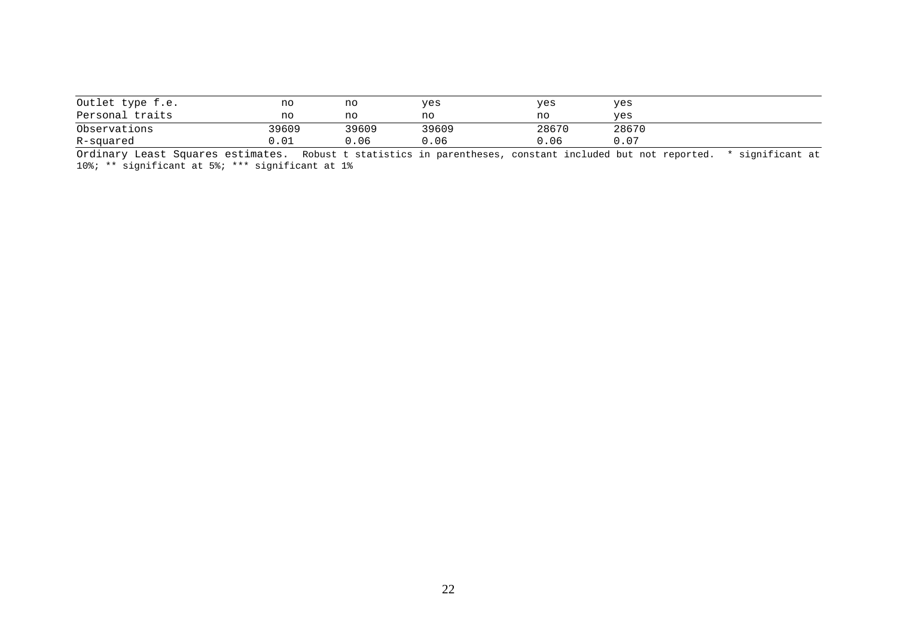| | | | | | |
|---|---|---|---|---|---|
| Outlet type f.e. | no | no | yes | yes | yes |
| Personal traits | no | no | no | no | yes |
| Observations | 39609 | 39609 | 39609 | 28670 | 28670 |
| R-squared | 0.01 | 0.06 | 0.06 | 0.06 | 0.07 |

Ordinary Least Squares estimates. Robust t statistics in parentheses, constant included but not reported. * significant at 10%; ** significant at 5%; *** significant at 1%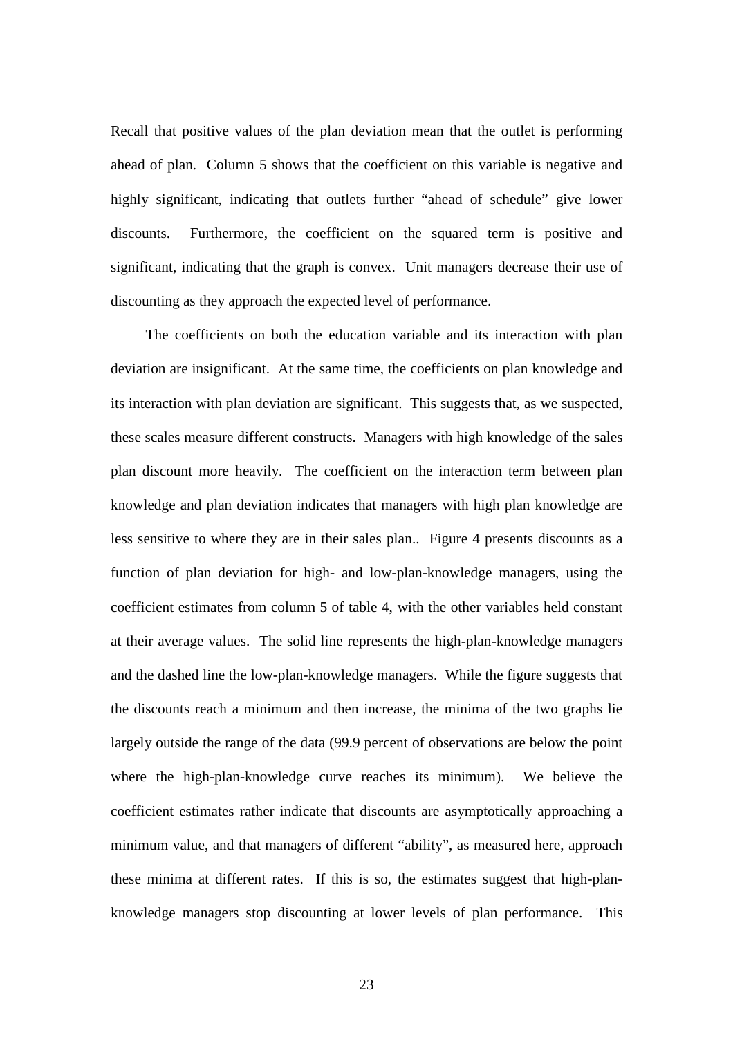Recall that positive values of the plan deviation mean that the outlet is performing ahead of plan. Column 5 shows that the coefficient on this variable is negative and highly significant, indicating that outlets further "ahead of schedule" give lower discounts. Furthermore, the coefficient on the squared term is positive and significant, indicating that the graph is convex. Unit managers decrease their use of discounting as they approach the expected level of performance.

The coefficients on both the education variable and its interaction with plan deviation are insignificant. At the same time, the coefficients on plan knowledge and its interaction with plan deviation are significant. This suggests that, as we suspected, these scales measure different constructs. Managers with high knowledge of the sales plan discount more heavily. The coefficient on the interaction term between plan knowledge and plan deviation indicates that managers with high plan knowledge are less sensitive to where they are in their sales plan.. Figure 4 presents discounts as a function of plan deviation for high- and low-plan-knowledge managers, using the coefficient estimates from column 5 of table 4, with the other variables held constant at their average values. The solid line represents the high-plan-knowledge managers and the dashed line the low-plan-knowledge managers. While the figure suggests that the discounts reach a minimum and then increase, the minima of the two graphs lie largely outside the range of the data (99.9 percent of observations are below the point where the high-plan-knowledge curve reaches its minimum). We believe the coefficient estimates rather indicate that discounts are asymptotically approaching a minimum value, and that managers of different "ability", as measured here, approach these minima at different rates. If this is so, the estimates suggest that high-plan-knowledge managers stop discounting at lower levels of plan performance. This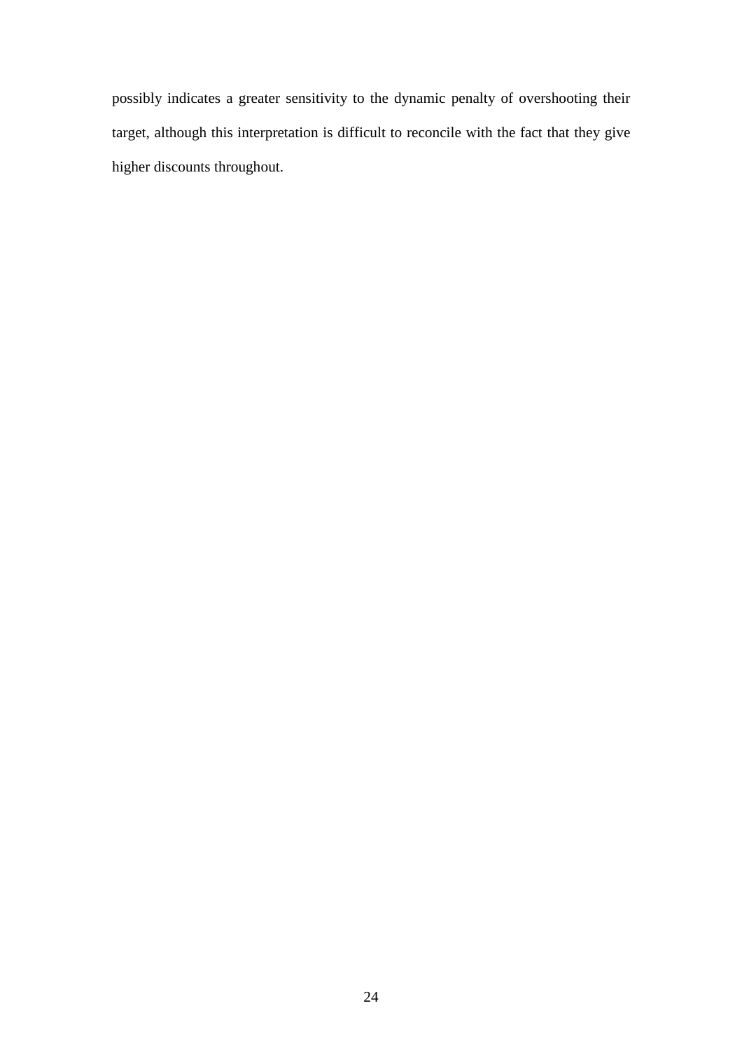possibly indicates a greater sensitivity to the dynamic penalty of overshooting their target, although this interpretation is difficult to reconcile with the fact that they give higher discounts throughout.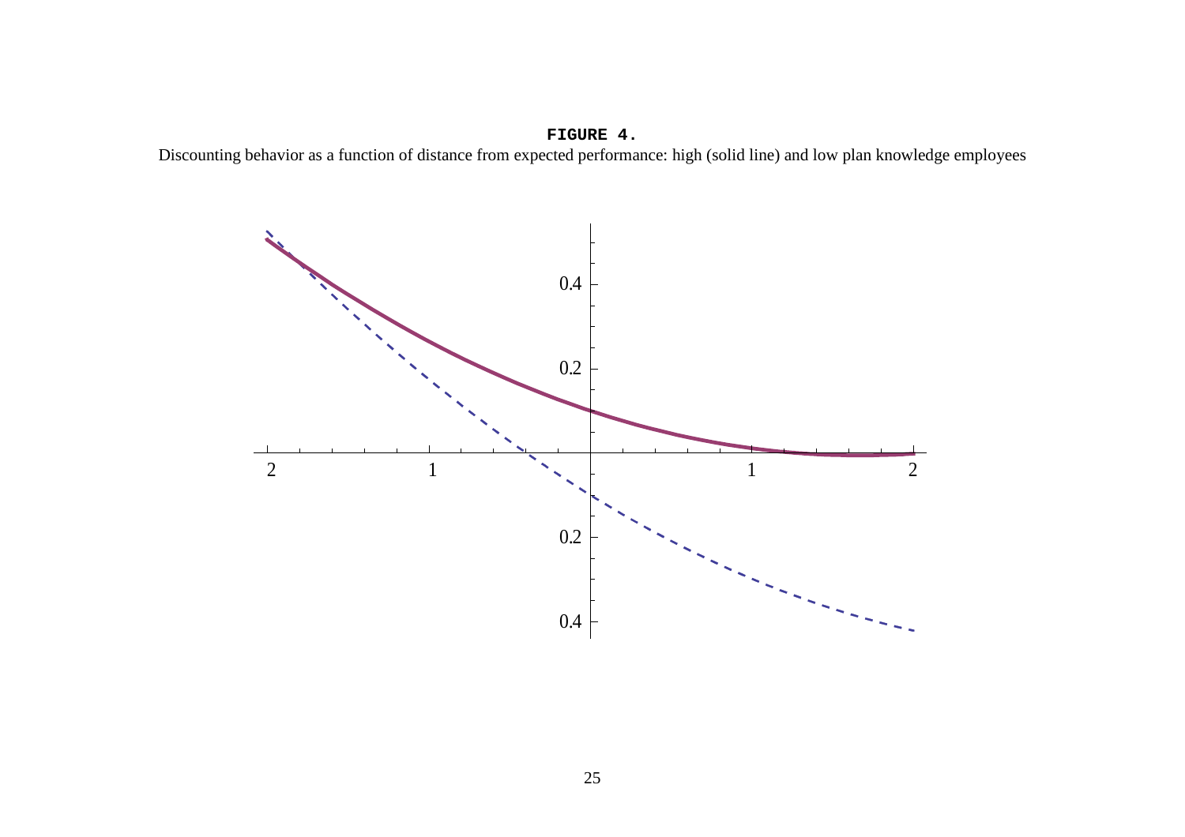**FIGURE 4.**

Discounting behavior as a function of distance from expected performance: high (solid line) and low plan knowledge employees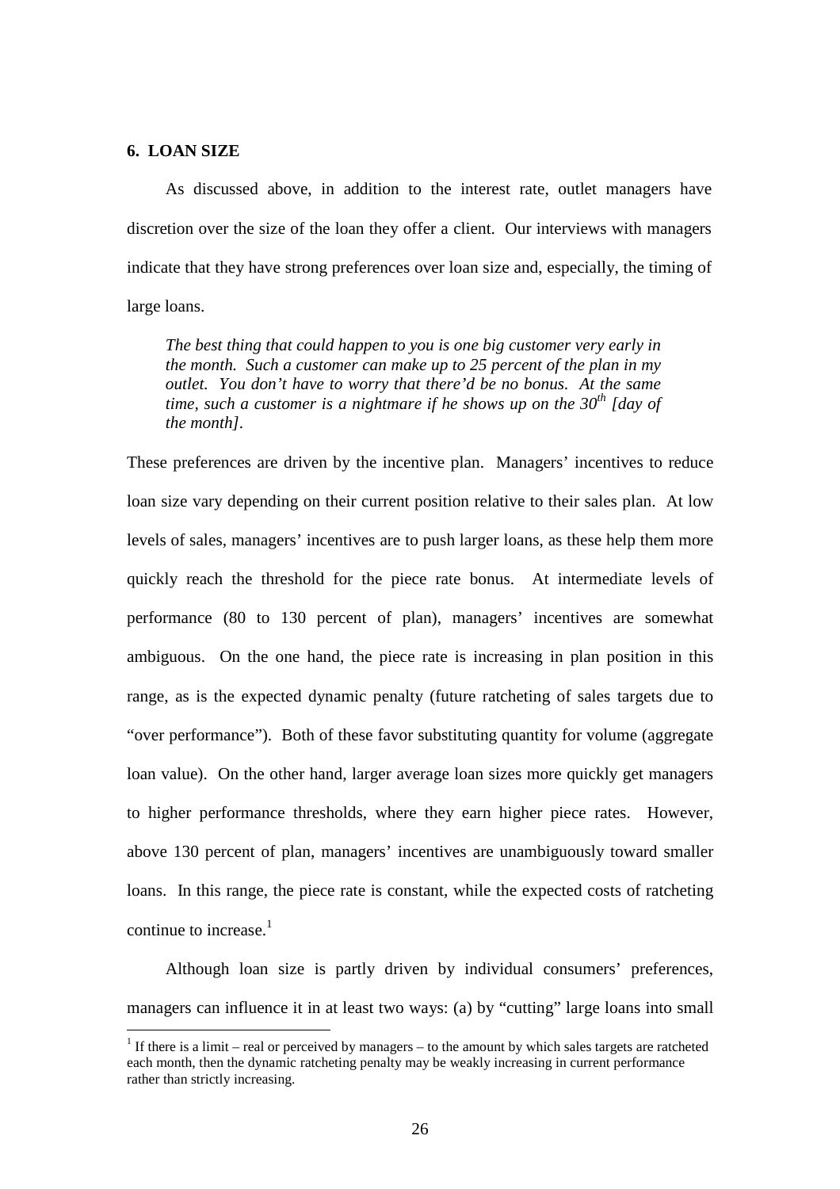## 6. LOAN SIZE

As discussed above, in addition to the interest rate, outlet managers have discretion over the size of the loan they offer a client. Our interviews with managers indicate that they have strong preferences over loan size and, especially, the timing of large loans.

> *The best thing that could happen to you is one big customer very early in the month. Such a customer can make up to 25 percent of the plan in my outlet. You don't have to worry that there'd be no bonus. At the same time, such a customer is a nightmare if he shows up on the 30th [day of the month].*

These preferences are driven by the incentive plan. Managers' incentives to reduce loan size vary depending on their current position relative to their sales plan. At low levels of sales, managers' incentives are to push larger loans, as these help them more quickly reach the threshold for the piece rate bonus. At intermediate levels of performance (80 to 130 percent of plan), managers' incentives are somewhat ambiguous. On the one hand, the piece rate is increasing in plan position in this range, as is the expected dynamic penalty (future ratcheting of sales targets due to "over performance"). Both of these favor substituting quantity for volume (aggregate loan value). On the other hand, larger average loan sizes more quickly get managers to higher performance thresholds, where they earn higher piece rates. However, above 130 percent of plan, managers' incentives are unambiguously toward smaller loans. In this range, the piece rate is constant, while the expected costs of ratcheting continue to increase.[1]

Although loan size is partly driven by individual consumers' preferences, managers can influence it in at least two ways: (a) by "cutting" large loans into small

[1] If there is a limit – real or perceived by managers – to the amount by which sales targets are ratcheted each month, then the dynamic ratcheting penalty may be weakly increasing in current performance rather than strictly increasing.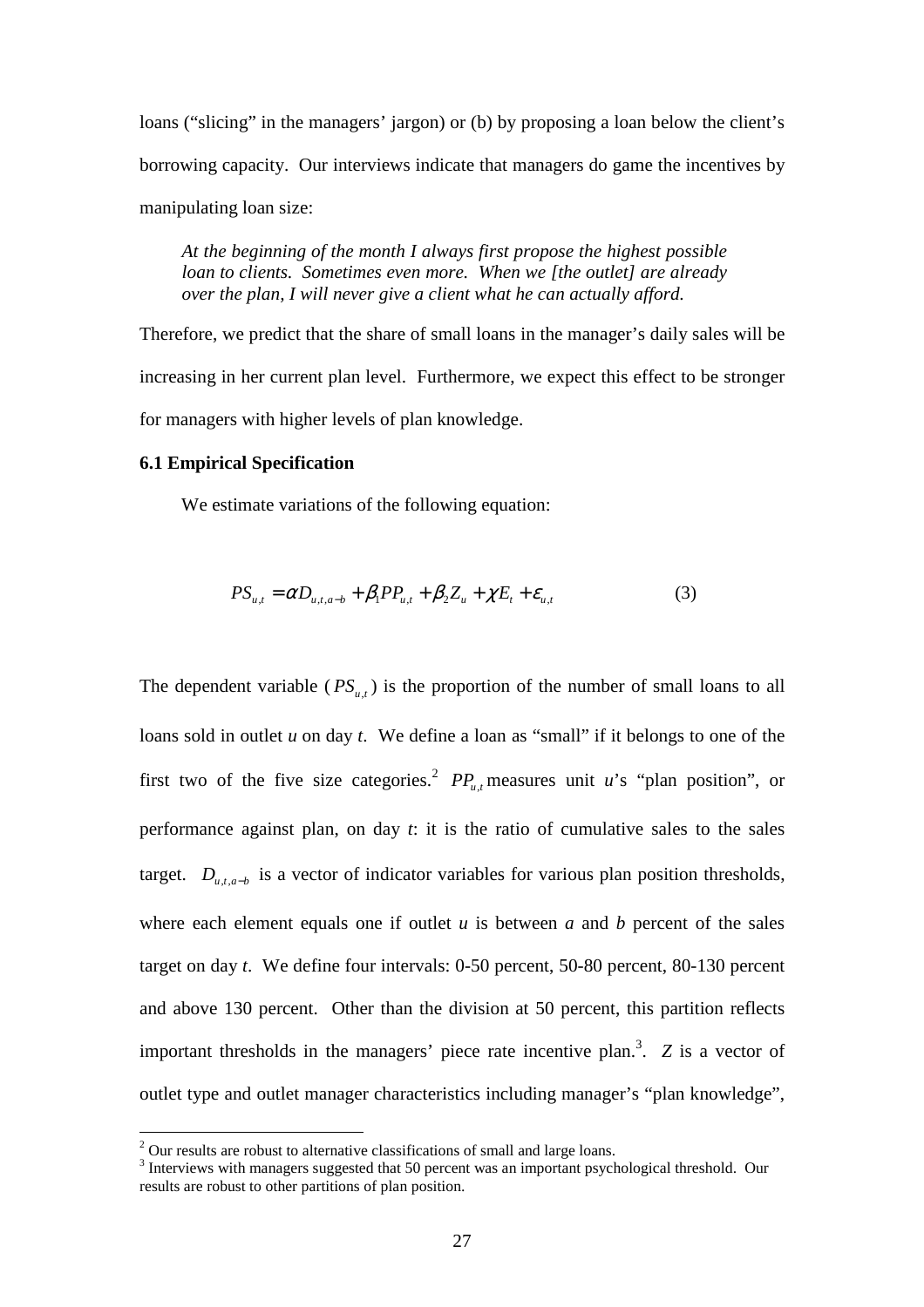loans (“slicing” in the managers’ jargon) or (b) by proposing a loan below the client’s borrowing capacity. Our interviews indicate that managers do game the incentives by manipulating loan size:

> *At the beginning of the month I always first propose the highest possible loan to clients. Sometimes even more. When we [the outlet] are already over the plan, I will never give a client what he can actually afford.*

Therefore, we predict that the share of small loans in the manager’s daily sales will be increasing in her current plan level. Furthermore, we expect this effect to be stronger for managers with higher levels of plan knowledge.

**6.1 Empirical Specification**

We estimate variations of the following equation:

$$PS_{u,t} = \alpha D_{u,t,a-b} + \beta_1 PP_{u,t} + \beta_2 Z_u + \chi E_t + \varepsilon_{u,t} \qquad (3)$$

The dependent variable ($PS_{u,t}$) is the proportion of the number of small loans to all loans sold in outlet *u* on day *t*. We define a loan as “small” if it belongs to one of the first two of the five size categories.[2] $PP_{u,t}$ measures unit *u*’s “plan position”, or performance against plan, on day *t*: it is the ratio of cumulative sales to the sales target. $D_{u,t,a-b}$ is a vector of indicator variables for various plan position thresholds, where each element equals one if outlet *u* is between *a* and *b* percent of the sales target on day *t*. We define four intervals: 0-50 percent, 50-80 percent, 80-130 percent and above 130 percent. Other than the division at 50 percent, this partition reflects important thresholds in the managers’ piece rate incentive plan.[3]. *Z* is a vector of outlet type and outlet manager characteristics including manager’s “plan knowledge”,

[2] Our results are robust to alternative classifications of small and large loans.

[3] Interviews with managers suggested that 50 percent was an important psychological threshold. Our results are robust to other partitions of plan position.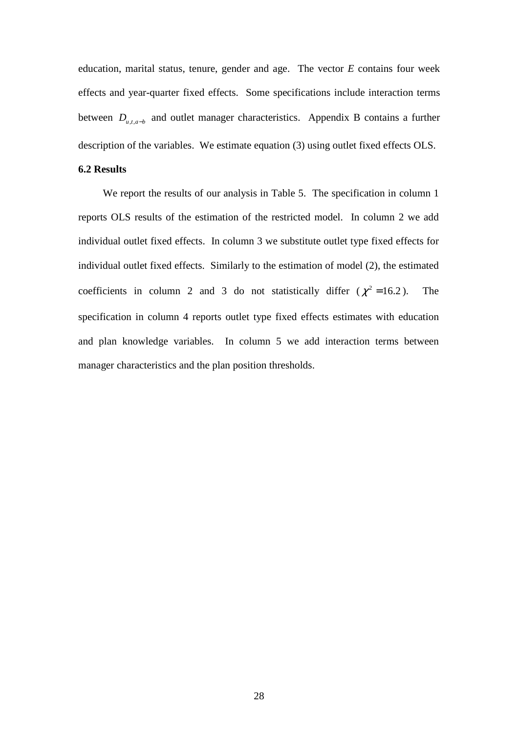education, marital status, tenure, gender and age. The vector *E* contains four week effects and year-quarter fixed effects. Some specifications include interaction terms between $D_{u,t,a-b}$ and outlet manager characteristics. Appendix B contains a further description of the variables. We estimate equation (3) using outlet fixed effects OLS.

### 6.2 Results

We report the results of our analysis in Table 5. The specification in column 1 reports OLS results of the estimation of the restricted model. In column 2 we add individual outlet fixed effects. In column 3 we substitute outlet type fixed effects for individual outlet fixed effects. Similarly to the estimation of model (2), the estimated coefficients in column 2 and 3 do not statistically differ ($\chi^2 = 16.2$). The specification in column 4 reports outlet type fixed effects estimates with education and plan knowledge variables. In column 5 we add interaction terms between manager characteristics and the plan position thresholds.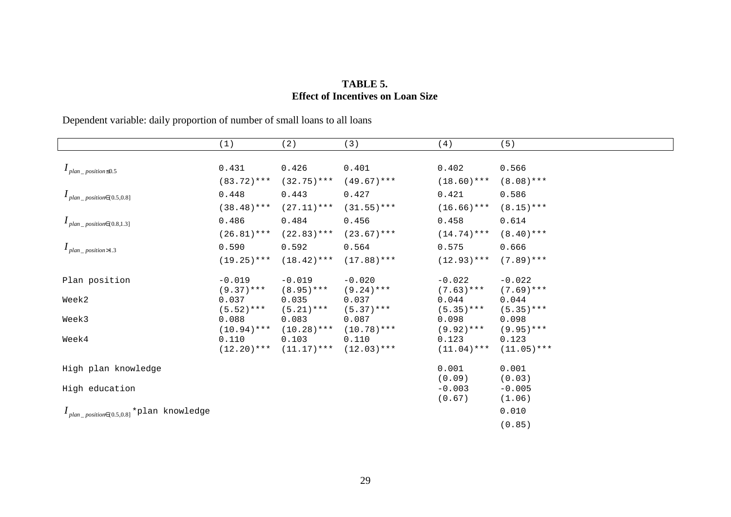**TABLE 5.**
**Effect of Incentives on Loan Size**

Dependent variable: daily proportion of number of small loans to all loans

| | (1) | (2) | (3) | (4) | (5) |
|---|---|---|---|---|---|
| $I_{plan\_position \leq 0.5}$ | 0.431 | 0.426 | 0.401 | 0.402 | 0.566 |
| | (83.72)*** | (32.75)*** | (49.67)*** | (18.60)*** | (8.08)*** |
| $I_{plan\_position \in (0.5,0.8]}$ | 0.448 | 0.443 | 0.427 | 0.421 | 0.586 |
| | (38.48)*** | (27.11)*** | (31.55)*** | (16.66)*** | (8.15)*** |
| $I_{plan\_position \in (0.8,1.3]}$ | 0.486 | 0.484 | 0.456 | 0.458 | 0.614 |
| | (26.81)*** | (22.83)*** | (23.67)*** | (14.74)*** | (8.40)*** |
| $I_{plan\_position > 1.3}$ | 0.590 | 0.592 | 0.564 | 0.575 | 0.666 |
| | (19.25)*** | (18.42)*** | (17.88)*** | (12.93)*** | (7.89)*** |
| Plan position | -0.019 | -0.019 | -0.020 | -0.022 | -0.022 |
| | (9.37)*** | (8.95)*** | (9.24)*** | (7.63)*** | (7.69)*** |
| Week2 | 0.037 | 0.035 | 0.037 | 0.044 | 0.044 |
| | (5.52)*** | (5.21)*** | (5.37)*** | (5.35)*** | (5.35)*** |
| Week3 | 0.088 | 0.083 | 0.087 | 0.098 | 0.098 |
| | (10.94)*** | (10.28)*** | (10.78)*** | (9.92)*** | (9.95)*** |
| Week4 | 0.110 | 0.103 | 0.110 | 0.123 | 0.123 |
| | (12.20)*** | (11.17)*** | (12.03)*** | (11.04)*** | (11.05)*** |
| High plan knowledge | | | | 0.001 | 0.001 |
| | | | | (0.09) | (0.03) |
| High education | | | | -0.003 | -0.005 |
| | | | | (0.67) | (1.06) |
| $I_{plan\_position \in (0.5,0.8]}$*plan knowledge | | | | | 0.010 |
| | | | | | (0.85) |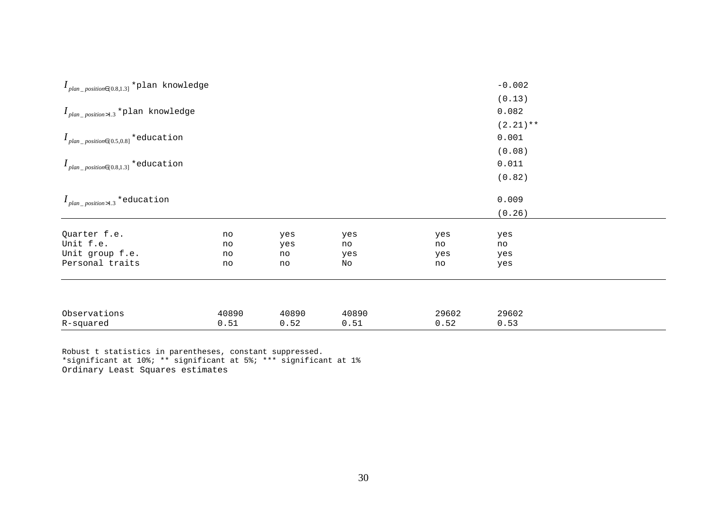| | (1) | (2) | (3) | (4) | (5) |
|---|---|---|---|---|---|
| $I_{plan\_position \in (0.8,1.3]}$ *plan knowledge | | | | | -0.002 |
| | | | | | (0.13) |
| $I_{plan\_position > 1.3}$ *plan knowledge | | | | | 0.082 |
| | | | | | (2.21)** |
| $I_{plan\_position \in (0.5,0.8]}$ *education | | | | | 0.001 |
| | | | | | (0.08) |
| $I_{plan\_position \in (0.8,1.3]}$ *education | | | | | 0.011 |
| | | | | | (0.82) |
| $I_{plan\_position > 1.3}$ *education | | | | | 0.009 |
| | | | | | (0.26) |
| Quarter f.e. | no | yes | yes | yes | yes |
| Unit f.e. | no | yes | no | no | no |
| Unit group f.e. | no | no | yes | yes | yes |
| Personal traits | no | no | No | no | yes |
| Observations | 40890 | 40890 | 40890 | 29602 | 29602 |
| R-squared | 0.51 | 0.52 | 0.51 | 0.52 | 0.53 |

Robust t statistics in parentheses, constant suppressed.
*significant at 10%; ** significant at 5%; *** significant at 1%
Ordinary Least Squares estimates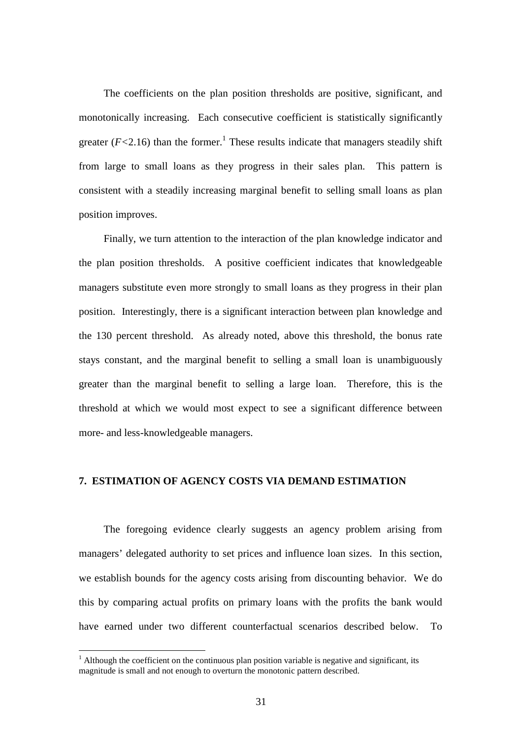The coefficients on the plan position thresholds are positive, significant, and monotonically increasing. Each consecutive coefficient is statistically significantly greater ($F<2.16$) than the former.[1] These results indicate that managers steadily shift from large to small loans as they progress in their sales plan. This pattern is consistent with a steadily increasing marginal benefit to selling small loans as plan position improves.

Finally, we turn attention to the interaction of the plan knowledge indicator and the plan position thresholds. A positive coefficient indicates that knowledgeable managers substitute even more strongly to small loans as they progress in their plan position. Interestingly, there is a significant interaction between plan knowledge and the 130 percent threshold. As already noted, above this threshold, the bonus rate stays constant, and the marginal benefit to selling a small loan is unambiguously greater than the marginal benefit to selling a large loan. Therefore, this is the threshold at which we would most expect to see a significant difference between more- and less-knowledgeable managers.

## 7. ESTIMATION OF AGENCY COSTS VIA DEMAND ESTIMATION

The foregoing evidence clearly suggests an agency problem arising from managers' delegated authority to set prices and influence loan sizes. In this section, we establish bounds for the agency costs arising from discounting behavior. We do this by comparing actual profits on primary loans with the profits the bank would have earned under two different counterfactual scenarios described below. To

[1] Although the coefficient on the continuous plan position variable is negative and significant, its magnitude is small and not enough to overturn the monotonic pattern described.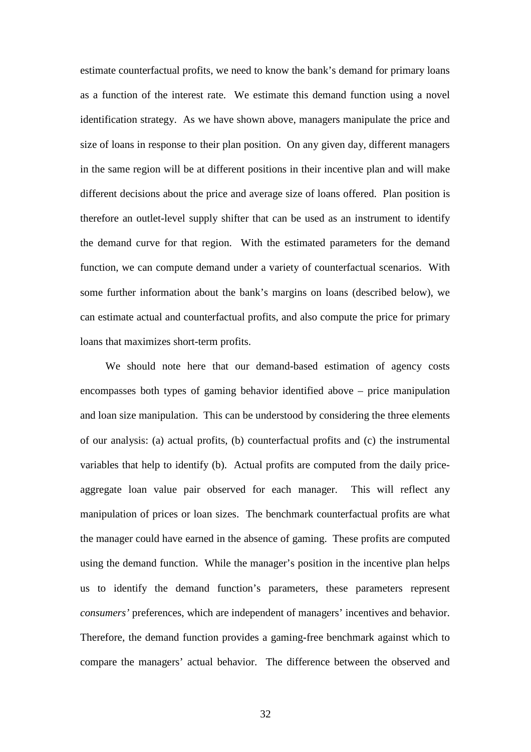estimate counterfactual profits, we need to know the bank's demand for primary loans as a function of the interest rate. We estimate this demand function using a novel identification strategy. As we have shown above, managers manipulate the price and size of loans in response to their plan position. On any given day, different managers in the same region will be at different positions in their incentive plan and will make different decisions about the price and average size of loans offered. Plan position is therefore an outlet-level supply shifter that can be used as an instrument to identify the demand curve for that region. With the estimated parameters for the demand function, we can compute demand under a variety of counterfactual scenarios. With some further information about the bank's margins on loans (described below), we can estimate actual and counterfactual profits, and also compute the price for primary loans that maximizes short-term profits.

We should note here that our demand-based estimation of agency costs encompasses both types of gaming behavior identified above – price manipulation and loan size manipulation. This can be understood by considering the three elements of our analysis: (a) actual profits, (b) counterfactual profits and (c) the instrumental variables that help to identify (b). Actual profits are computed from the daily price-aggregate loan value pair observed for each manager. This will reflect any manipulation of prices or loan sizes. The benchmark counterfactual profits are what the manager could have earned in the absence of gaming. These profits are computed using the demand function. While the manager's position in the incentive plan helps us to identify the demand function's parameters, these parameters represent *consumers'* preferences, which are independent of managers' incentives and behavior. Therefore, the demand function provides a gaming-free benchmark against which to compare the managers' actual behavior. The difference between the observed and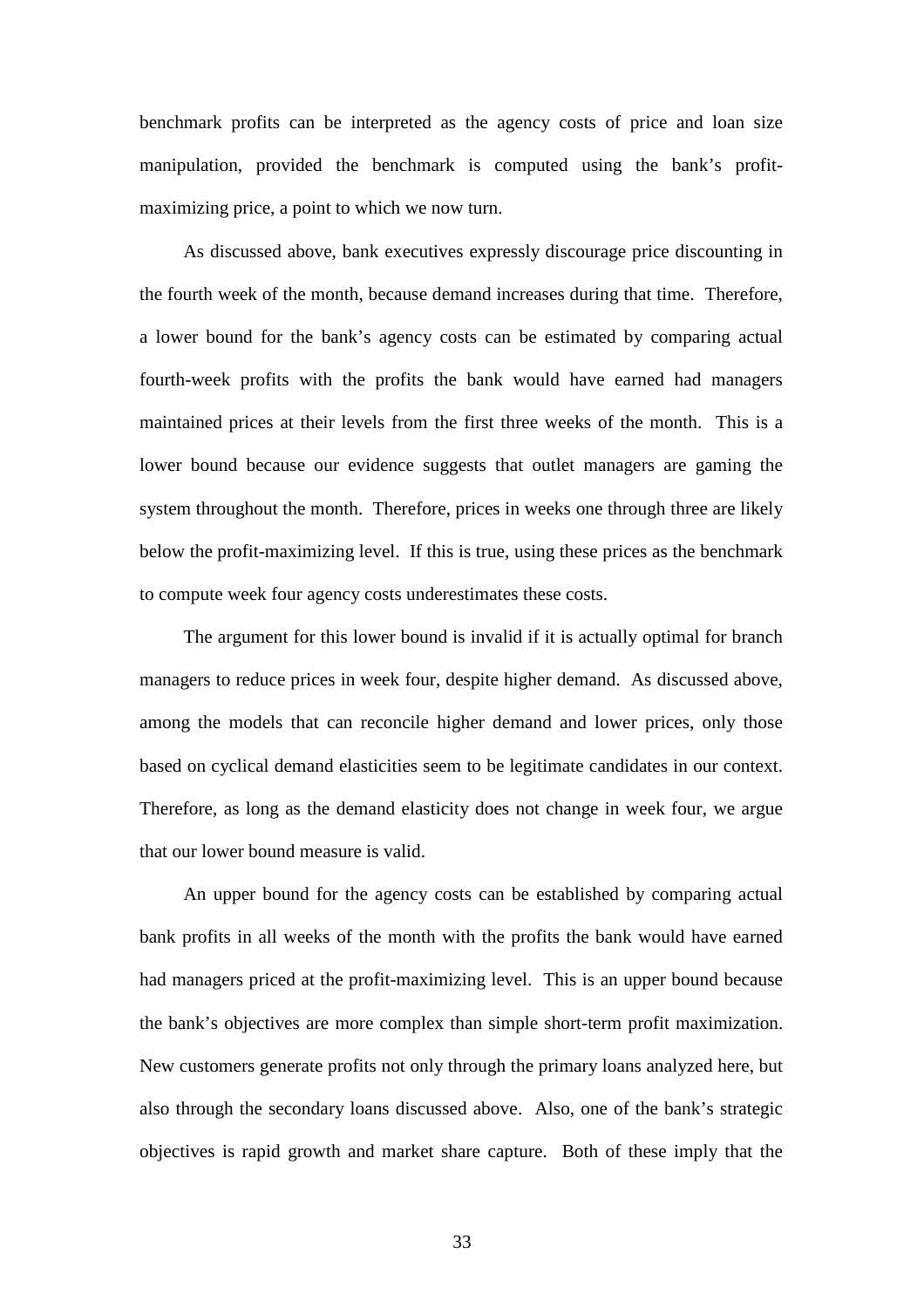benchmark profits can be interpreted as the agency costs of price and loan size manipulation, provided the benchmark is computed using the bank's profit-maximizing price, a point to which we now turn.

As discussed above, bank executives expressly discourage price discounting in the fourth week of the month, because demand increases during that time. Therefore, a lower bound for the bank's agency costs can be estimated by comparing actual fourth-week profits with the profits the bank would have earned had managers maintained prices at their levels from the first three weeks of the month. This is a lower bound because our evidence suggests that outlet managers are gaming the system throughout the month. Therefore, prices in weeks one through three are likely below the profit-maximizing level. If this is true, using these prices as the benchmark to compute week four agency costs underestimates these costs.

The argument for this lower bound is invalid if it is actually optimal for branch managers to reduce prices in week four, despite higher demand. As discussed above, among the models that can reconcile higher demand and lower prices, only those based on cyclical demand elasticities seem to be legitimate candidates in our context. Therefore, as long as the demand elasticity does not change in week four, we argue that our lower bound measure is valid.

An upper bound for the agency costs can be established by comparing actual bank profits in all weeks of the month with the profits the bank would have earned had managers priced at the profit-maximizing level. This is an upper bound because the bank's objectives are more complex than simple short-term profit maximization. New customers generate profits not only through the primary loans analyzed here, but also through the secondary loans discussed above. Also, one of the bank's strategic objectives is rapid growth and market share capture. Both of these imply that the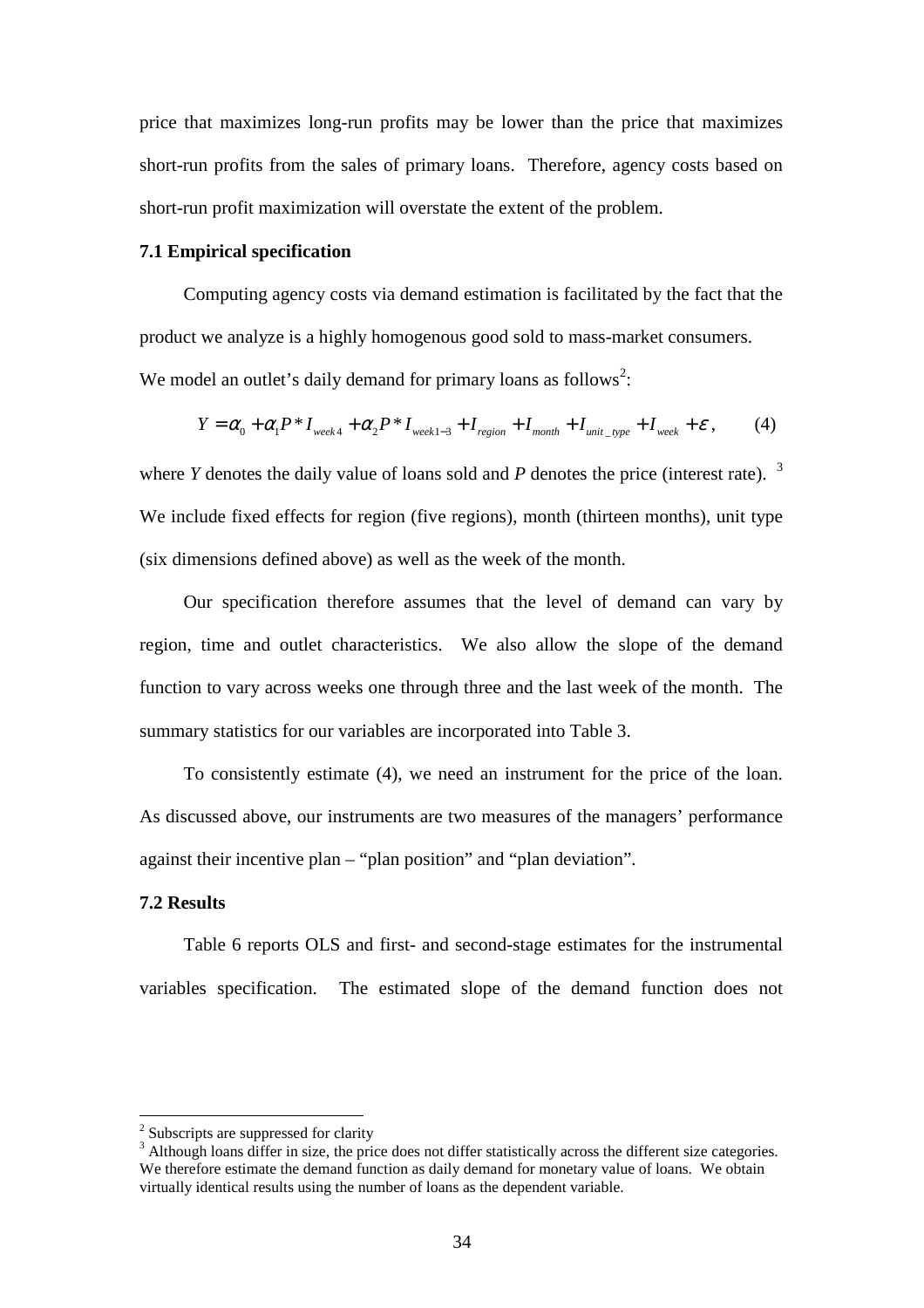price that maximizes long-run profits may be lower than the price that maximizes short-run profits from the sales of primary loans. Therefore, agency costs based on short-run profit maximization will overstate the extent of the problem.

### 7.1 Empirical specification

Computing agency costs via demand estimation is facilitated by the fact that the product we analyze is a highly homogenous good sold to mass-market consumers. We model an outlet's daily demand for primary loans as follows[2]:

$$Y = \alpha_0 + \alpha_1 P * I_{week4} + \alpha_2 P * I_{week1-3} + I_{region} + I_{month} + I_{unit\_type} + I_{week} + \varepsilon, \qquad (4)$$

where $Y$ denotes the daily value of loans sold and $P$ denotes the price (interest rate). [3] We include fixed effects for region (five regions), month (thirteen months), unit type (six dimensions defined above) as well as the week of the month.

Our specification therefore assumes that the level of demand can vary by region, time and outlet characteristics. We also allow the slope of the demand function to vary across weeks one through three and the last week of the month. The summary statistics for our variables are incorporated into Table 3.

To consistently estimate (4), we need an instrument for the price of the loan. As discussed above, our instruments are two measures of the managers' performance against their incentive plan – "plan position" and "plan deviation".

### 7.2 Results

Table 6 reports OLS and first- and second-stage estimates for the instrumental variables specification. The estimated slope of the demand function does not

---

[2] Subscripts are suppressed for clarity

[3] Although loans differ in size, the price does not differ statistically across the different size categories. We therefore estimate the demand function as daily demand for monetary value of loans. We obtain virtually identical results using the number of loans as the dependent variable.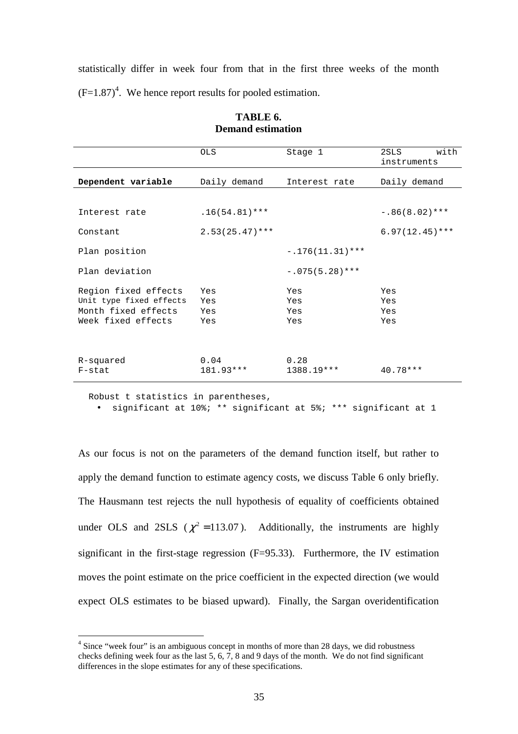statistically differ in week four from that in the first three weeks of the month (F=1.87)[4]. We hence report results for pooled estimation.

**TABLE 6.**
**Demand estimation**

| | OLS | Stage 1 | 2SLS with instruments |
|---|---|---|---|
| **Dependent variable** | Daily demand | Interest rate | Daily demand |
| | | | |
| Interest rate | .16(54.81)*** | | -.86(8.02)*** |
| Constant | 2.53(25.47)*** | | 6.97(12.45)*** |
| Plan position | | -.176(11.31)*** | |
| Plan deviation | | -.075(5.28)*** | |
| Region fixed effects | Yes | Yes | Yes |
| Unit type fixed effects | Yes | Yes | Yes |
| Month fixed effects | Yes | Yes | Yes |
| Week fixed effects | Yes | Yes | Yes |
| | | | |
| R-squared | 0.04 | 0.28 | |
| F-stat | 181.93*** | 1388.19*** | 40.78*** |

Robust t statistics in parentheses,

- significant at 10%; ** significant at 5%; *** significant at 1

As our focus is not on the parameters of the demand function itself, but rather to apply the demand function to estimate agency costs, we discuss Table 6 only briefly. The Hausmann test rejects the null hypothesis of equality of coefficients obtained under OLS and 2SLS ($\chi^2 = 113.07$). Additionally, the instruments are highly significant in the first-stage regression (F=95.33). Furthermore, the IV estimation moves the point estimate on the price coefficient in the expected direction (we would expect OLS estimates to be biased upward). Finally, the Sargan overidentification

[4] Since "week four" is an ambiguous concept in months of more than 28 days, we did robustness checks defining week four as the last 5, 6, 7, 8 and 9 days of the month. We do not find significant differences in the slope estimates for any of these specifications.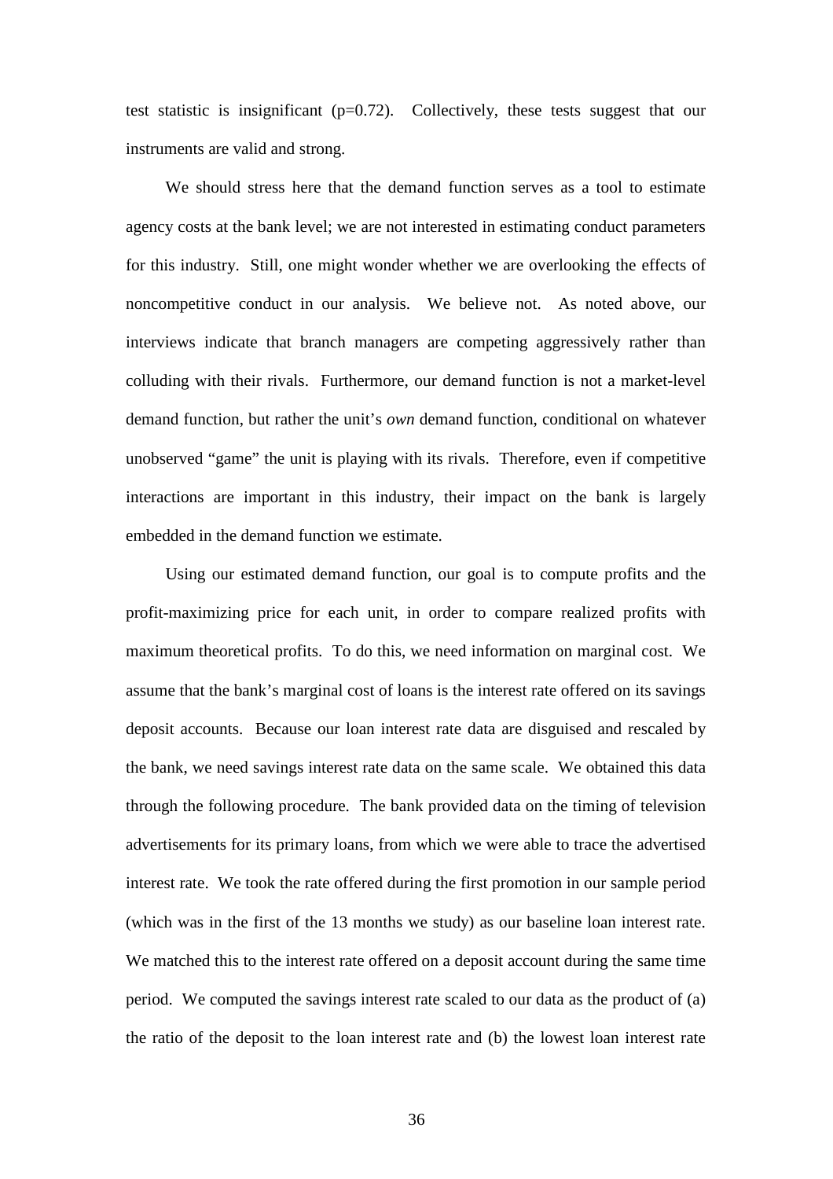test statistic is insignificant ($p=0.72$). Collectively, these tests suggest that our instruments are valid and strong.

We should stress here that the demand function serves as a tool to estimate agency costs at the bank level; we are not interested in estimating conduct parameters for this industry. Still, one might wonder whether we are overlooking the effects of noncompetitive conduct in our analysis. We believe not. As noted above, our interviews indicate that branch managers are competing aggressively rather than colluding with their rivals. Furthermore, our demand function is not a market-level demand function, but rather the unit's *own* demand function, conditional on whatever unobserved "game" the unit is playing with its rivals. Therefore, even if competitive interactions are important in this industry, their impact on the bank is largely embedded in the demand function we estimate.

Using our estimated demand function, our goal is to compute profits and the profit-maximizing price for each unit, in order to compare realized profits with maximum theoretical profits. To do this, we need information on marginal cost. We assume that the bank's marginal cost of loans is the interest rate offered on its savings deposit accounts. Because our loan interest rate data are disguised and rescaled by the bank, we need savings interest rate data on the same scale. We obtained this data through the following procedure. The bank provided data on the timing of television advertisements for its primary loans, from which we were able to trace the advertised interest rate. We took the rate offered during the first promotion in our sample period (which was in the first of the 13 months we study) as our baseline loan interest rate. We matched this to the interest rate offered on a deposit account during the same time period. We computed the savings interest rate scaled to our data as the product of (a) the ratio of the deposit to the loan interest rate and (b) the lowest loan interest rate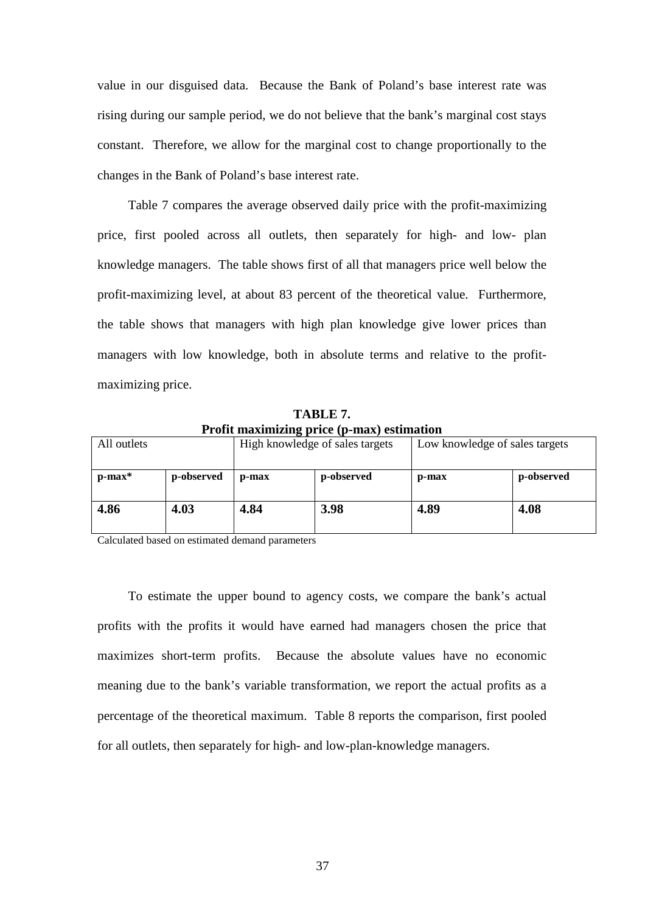value in our disguised data. Because the Bank of Poland's base interest rate was rising during our sample period, we do not believe that the bank's marginal cost stays constant. Therefore, we allow for the marginal cost to change proportionally to the changes in the Bank of Poland's base interest rate.

Table 7 compares the average observed daily price with the profit-maximizing price, first pooled across all outlets, then separately for high- and low- plan knowledge managers. The table shows first of all that managers price well below the profit-maximizing level, at about 83 percent of the theoretical value. Furthermore, the table shows that managers with high plan knowledge give lower prices than managers with low knowledge, both in absolute terms and relative to the profit-maximizing price.

**TABLE 7.**
**Profit maximizing price (p-max) estimation**

| All outlets | | High knowledge of sales targets | | Low knowledge of sales targets | |
|---|---|---|---|---|---|
| **p-max*** | **p-observed** | **p-max** | **p-observed** | **p-max** | **p-observed** |
| **4.86** | **4.03** | **4.84** | **3.98** | **4.89** | **4.08** |

Calculated based on estimated demand parameters

To estimate the upper bound to agency costs, we compare the bank's actual profits with the profits it would have earned had managers chosen the price that maximizes short-term profits. Because the absolute values have no economic meaning due to the bank's variable transformation, we report the actual profits as a percentage of the theoretical maximum. Table 8 reports the comparison, first pooled for all outlets, then separately for high- and low-plan-knowledge managers.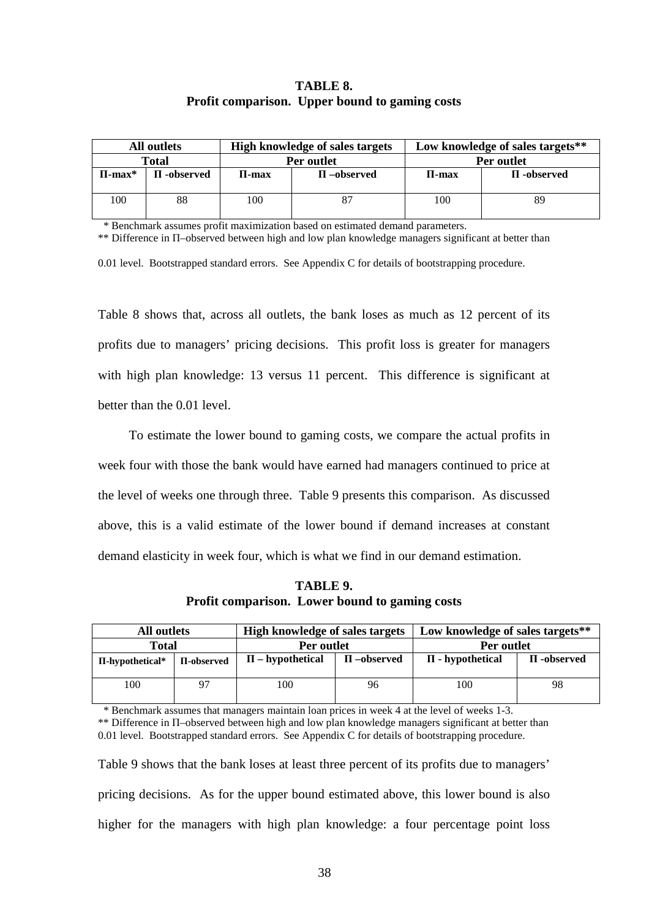**TABLE 8.**
**Profit comparison. Upper bound to gaming costs**

| All outlets | | High knowledge of sales targets | | Low knowledge of sales targets** | |
|---|---|---|---|---|---|
| Total | | Per outlet | | Per outlet | |
| Π-max* | Π -observed | Π-max | Π –observed | Π-max | Π -observed |
| 100 | 88 | 100 | 87 | 100 | 89 |

\* Benchmark assumes profit maximization based on estimated demand parameters.
** Difference in Π–observed between high and low plan knowledge managers significant at better than 0.01 level. Bootstrapped standard errors. See Appendix C for details of bootstrapping procedure.

Table 8 shows that, across all outlets, the bank loses as much as 12 percent of its profits due to managers' pricing decisions. This profit loss is greater for managers with high plan knowledge: 13 versus 11 percent. This difference is significant at better than the 0.01 level.

To estimate the lower bound to gaming costs, we compare the actual profits in week four with those the bank would have earned had managers continued to price at the level of weeks one through three. Table 9 presents this comparison. As discussed above, this is a valid estimate of the lower bound if demand increases at constant demand elasticity in week four, which is what we find in our demand estimation.

**TABLE 9.**
**Profit comparison. Lower bound to gaming costs**

| All outlets | | High knowledge of sales targets | | Low knowledge of sales targets** | |
|---|---|---|---|---|---|
| Total | | Per outlet | | Per outlet | |
| Π-hypothetical* | Π-observed | Π – hypothetical | Π –observed | Π - hypothetical | Π -observed |
| 100 | 97 | 100 | 96 | 100 | 98 |

\* Benchmark assumes that managers maintain loan prices in week 4 at the level of weeks 1-3.
** Difference in Π–observed between high and low plan knowledge managers significant at better than 0.01 level. Bootstrapped standard errors. See Appendix C for details of bootstrapping procedure.

Table 9 shows that the bank loses at least three percent of its profits due to managers' pricing decisions. As for the upper bound estimated above, this lower bound is also higher for the managers with high plan knowledge: a four percentage point loss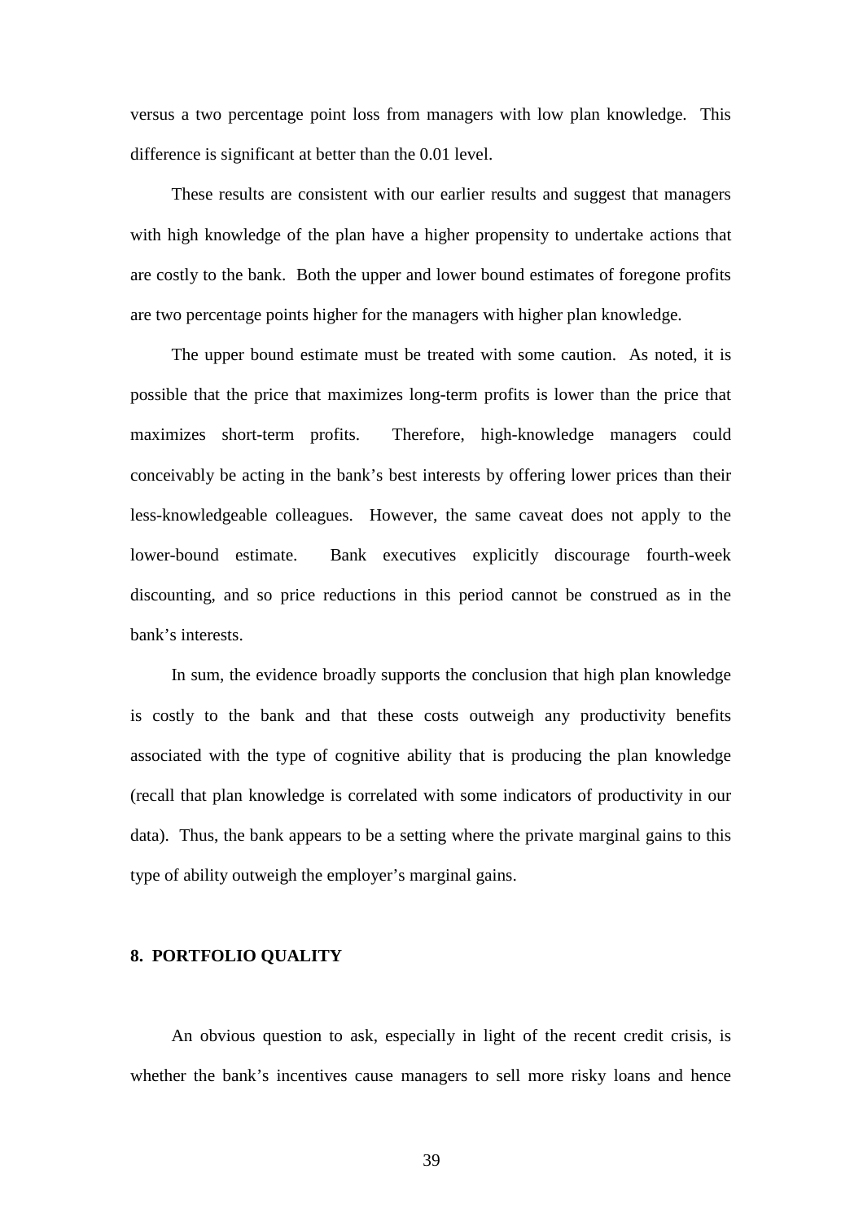versus a two percentage point loss from managers with low plan knowledge. This difference is significant at better than the 0.01 level.

These results are consistent with our earlier results and suggest that managers with high knowledge of the plan have a higher propensity to undertake actions that are costly to the bank. Both the upper and lower bound estimates of foregone profits are two percentage points higher for the managers with higher plan knowledge.

The upper bound estimate must be treated with some caution. As noted, it is possible that the price that maximizes long-term profits is lower than the price that maximizes short-term profits. Therefore, high-knowledge managers could conceivably be acting in the bank's best interests by offering lower prices than their less-knowledgeable colleagues. However, the same caveat does not apply to the lower-bound estimate. Bank executives explicitly discourage fourth-week discounting, and so price reductions in this period cannot be construed as in the bank's interests.

In sum, the evidence broadly supports the conclusion that high plan knowledge is costly to the bank and that these costs outweigh any productivity benefits associated with the type of cognitive ability that is producing the plan knowledge (recall that plan knowledge is correlated with some indicators of productivity in our data). Thus, the bank appears to be a setting where the private marginal gains to this type of ability outweigh the employer's marginal gains.

## 8. PORTFOLIO QUALITY

An obvious question to ask, especially in light of the recent credit crisis, is whether the bank's incentives cause managers to sell more risky loans and hence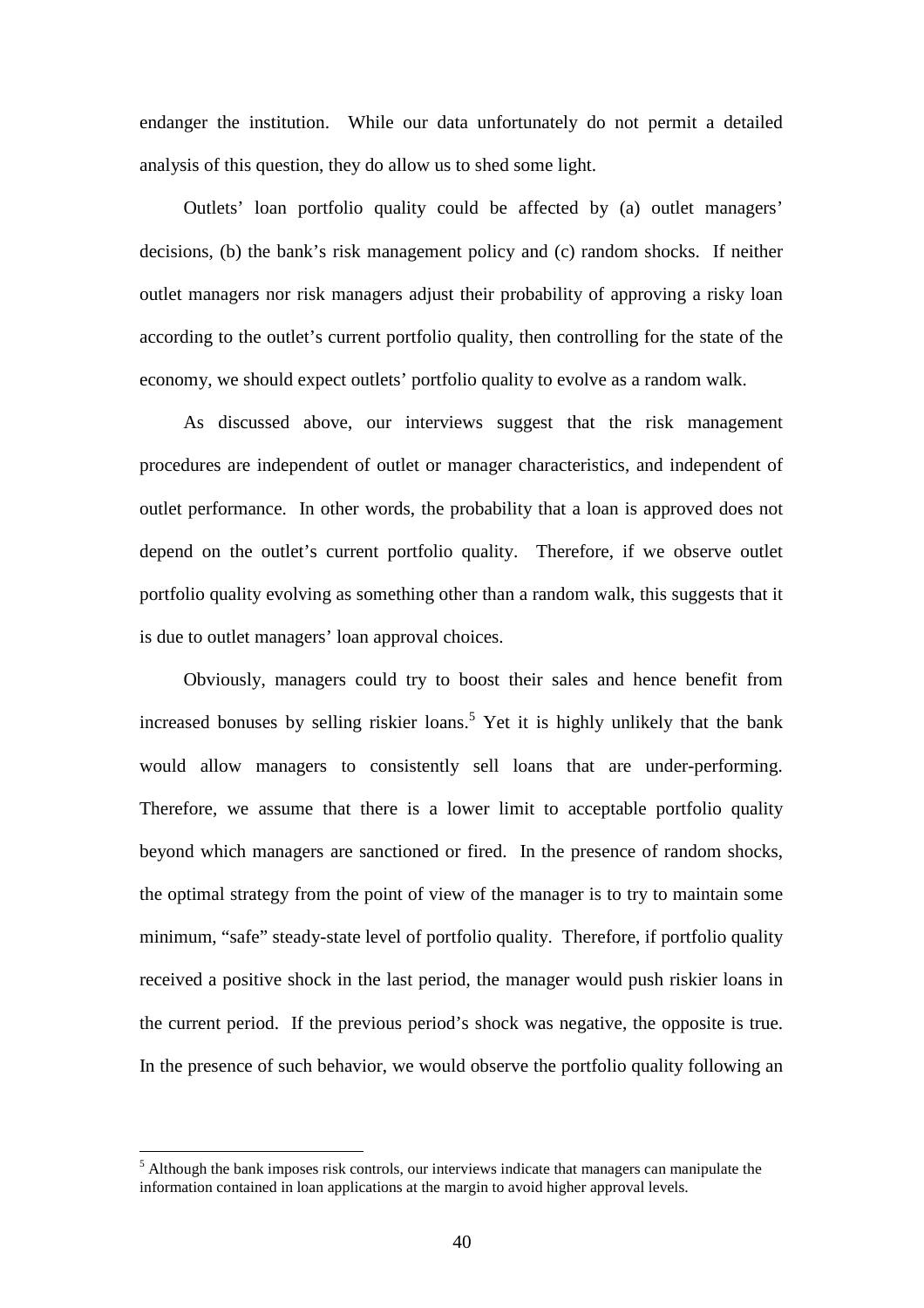endanger the institution. While our data unfortunately do not permit a detailed analysis of this question, they do allow us to shed some light.

Outlets' loan portfolio quality could be affected by (a) outlet managers' decisions, (b) the bank's risk management policy and (c) random shocks. If neither outlet managers nor risk managers adjust their probability of approving a risky loan according to the outlet's current portfolio quality, then controlling for the state of the economy, we should expect outlets' portfolio quality to evolve as a random walk.

As discussed above, our interviews suggest that the risk management procedures are independent of outlet or manager characteristics, and independent of outlet performance. In other words, the probability that a loan is approved does not depend on the outlet's current portfolio quality. Therefore, if we observe outlet portfolio quality evolving as something other than a random walk, this suggests that it is due to outlet managers' loan approval choices.

Obviously, managers could try to boost their sales and hence benefit from increased bonuses by selling riskier loans.[5] Yet it is highly unlikely that the bank would allow managers to consistently sell loans that are under-performing. Therefore, we assume that there is a lower limit to acceptable portfolio quality beyond which managers are sanctioned or fired. In the presence of random shocks, the optimal strategy from the point of view of the manager is to try to maintain some minimum, "safe" steady-state level of portfolio quality. Therefore, if portfolio quality received a positive shock in the last period, the manager would push riskier loans in the current period. If the previous period's shock was negative, the opposite is true. In the presence of such behavior, we would observe the portfolio quality following an

[5] Although the bank imposes risk controls, our interviews indicate that managers can manipulate the information contained in loan applications at the margin to avoid higher approval levels.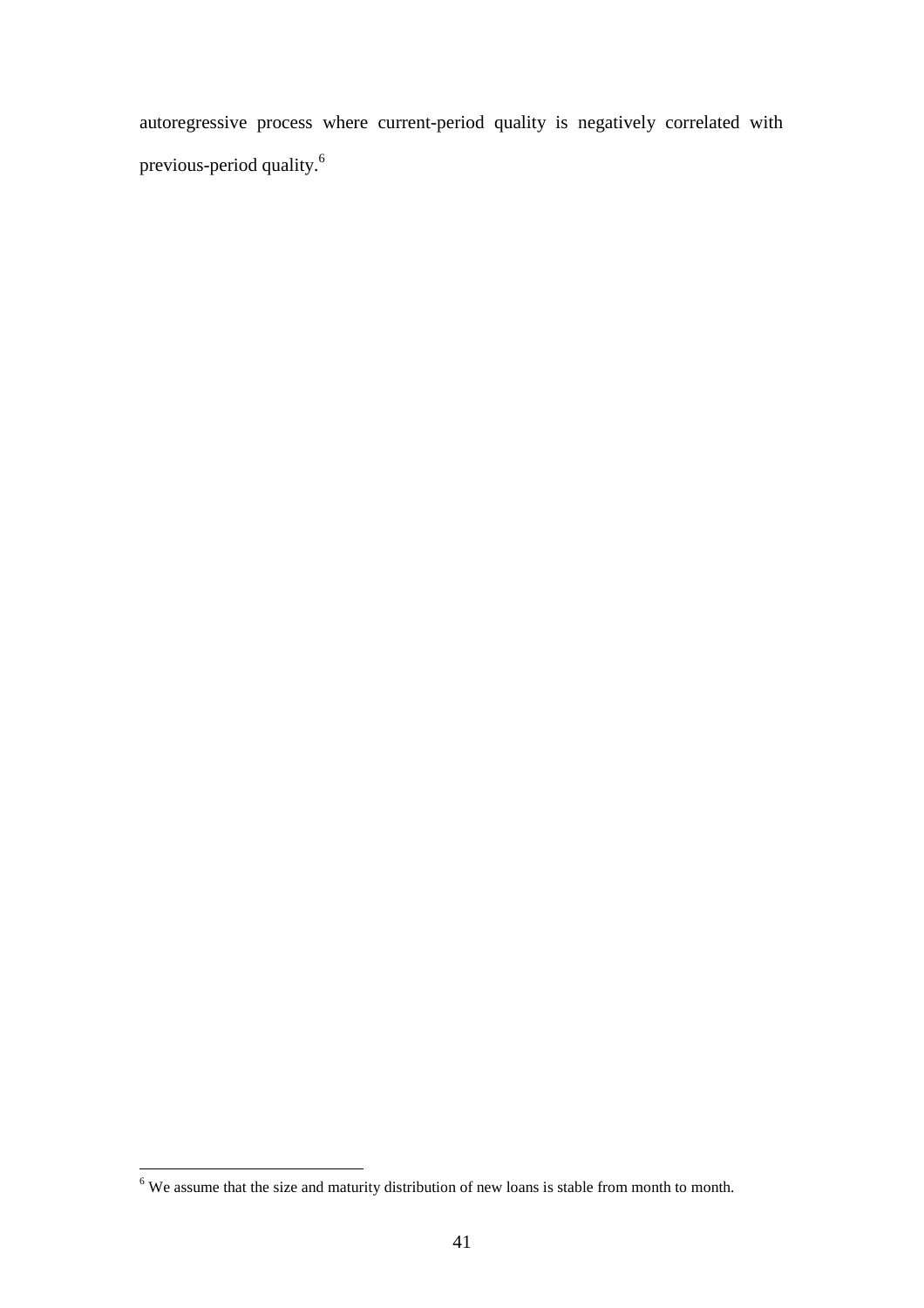autoregressive process where current-period quality is negatively correlated with previous-period quality.[6]

[6] We assume that the size and maturity distribution of new loans is stable from month to month.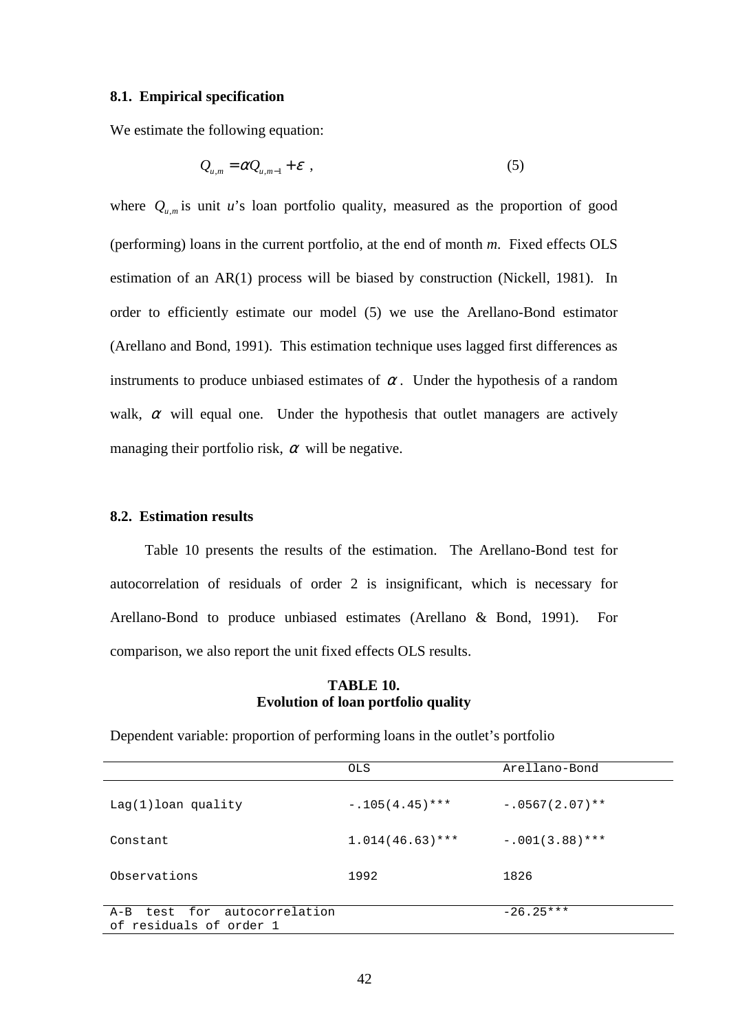### 8.1. Empirical specification

We estimate the following equation:

$$Q_{u,m} = \alpha Q_{u,m-1} + \varepsilon \ , \qquad (5)$$

where $Q_{u,m}$ is unit *u*'s loan portfolio quality, measured as the proportion of good (performing) loans in the current portfolio, at the end of month *m*. Fixed effects OLS estimation of an AR(1) process will be biased by construction (Nickell, 1981). In order to efficiently estimate our model (5) we use the Arellano-Bond estimator (Arellano and Bond, 1991). This estimation technique uses lagged first differences as instruments to produce unbiased estimates of $\alpha$. Under the hypothesis of a random walk, $\alpha$ will equal one. Under the hypothesis that outlet managers are actively managing their portfolio risk, $\alpha$ will be negative.

### 8.2. Estimation results

Table 10 presents the results of the estimation. The Arellano-Bond test for autocorrelation of residuals of order 2 is insignificant, which is necessary for Arellano-Bond to produce unbiased estimates (Arellano & Bond, 1991). For comparison, we also report the unit fixed effects OLS results.

**TABLE 10.**
**Evolution of loan portfolio quality**

Dependent variable: proportion of performing loans in the outlet's portfolio

| | OLS | Arellano-Bond |
|---|---|---|
| Lag(1)loan quality | -.105(4.45)*** | -.0567(2.07)** |
| Constant | 1.014(46.63)*** | -.001(3.88)*** |
| Observations | 1992 | 1826 |
| A-B test for autocorrelation of residuals of order 1 | | -26.25*** |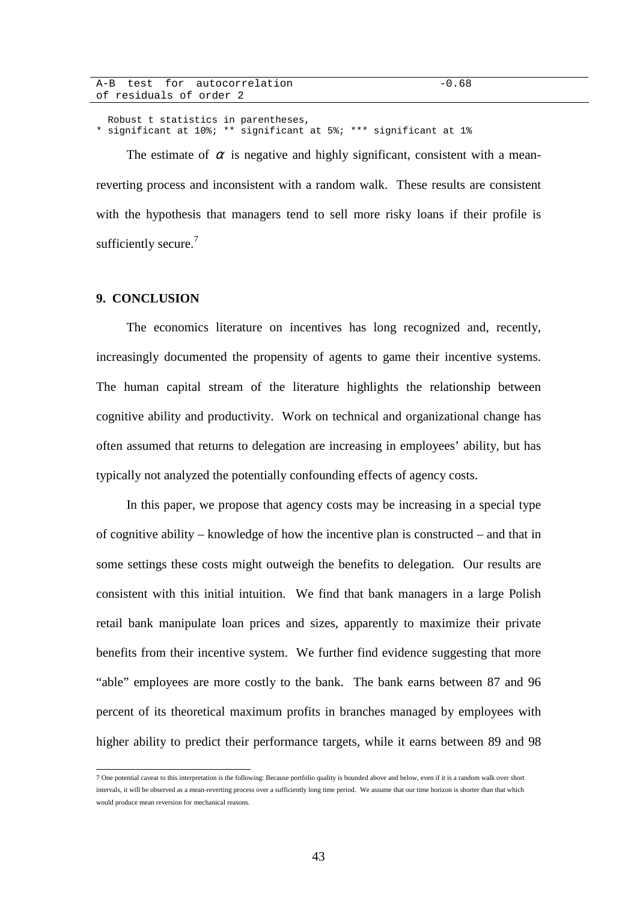| A-B test for autocorrelation of residuals of order 2 | -0.68 |
|---|---|

Robust t statistics in parentheses,
* significant at 10%; ** significant at 5%; *** significant at 1%

The estimate of $\alpha$ is negative and highly significant, consistent with a mean-reverting process and inconsistent with a random walk. These results are consistent with the hypothesis that managers tend to sell more risky loans if their profile is sufficiently secure.[7]

**9. CONCLUSION**

The economics literature on incentives has long recognized and, recently, increasingly documented the propensity of agents to game their incentive systems. The human capital stream of the literature highlights the relationship between cognitive ability and productivity. Work on technical and organizational change has often assumed that returns to delegation are increasing in employees' ability, but has typically not analyzed the potentially confounding effects of agency costs.

In this paper, we propose that agency costs may be increasing in a special type of cognitive ability – knowledge of how the incentive plan is constructed – and that in some settings these costs might outweigh the benefits to delegation. Our results are consistent with this initial intuition. We find that bank managers in a large Polish retail bank manipulate loan prices and sizes, apparently to maximize their private benefits from their incentive system. We further find evidence suggesting that more "able" employees are more costly to the bank. The bank earns between 87 and 96 percent of its theoretical maximum profits in branches managed by employees with higher ability to predict their performance targets, while it earns between 89 and 98

7 One potential caveat to this interpretation is the following: Because portfolio quality is bounded above and below, even if it is a random walk over short intervals, it will be observed as a mean-reverting process over a sufficiently long time period. We assume that our time horizon is shorter than that which would produce mean reversion for mechanical reasons.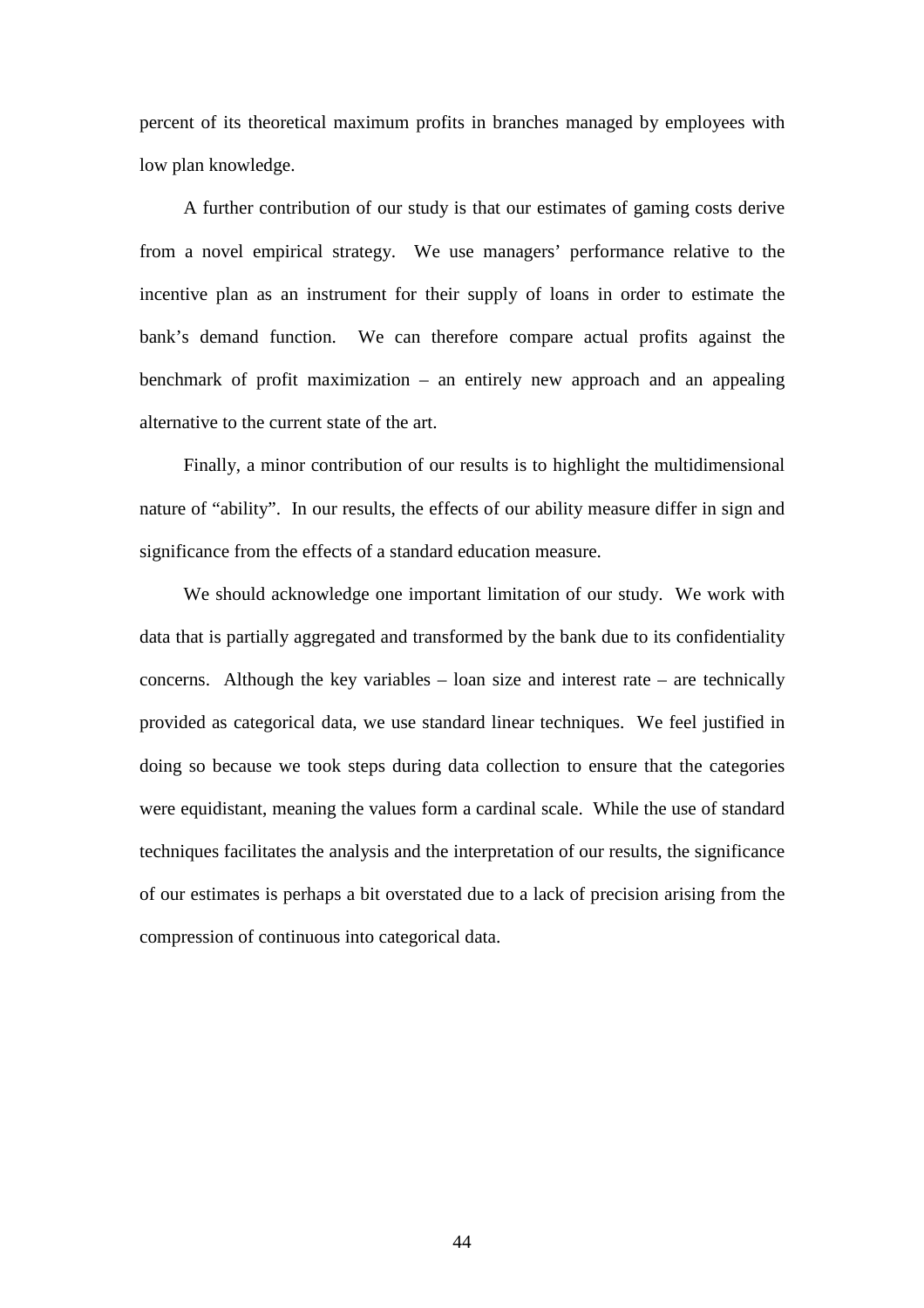percent of its theoretical maximum profits in branches managed by employees with low plan knowledge.

A further contribution of our study is that our estimates of gaming costs derive from a novel empirical strategy. We use managers' performance relative to the incentive plan as an instrument for their supply of loans in order to estimate the bank's demand function. We can therefore compare actual profits against the benchmark of profit maximization – an entirely new approach and an appealing alternative to the current state of the art.

Finally, a minor contribution of our results is to highlight the multidimensional nature of "ability". In our results, the effects of our ability measure differ in sign and significance from the effects of a standard education measure.

We should acknowledge one important limitation of our study. We work with data that is partially aggregated and transformed by the bank due to its confidentiality concerns. Although the key variables – loan size and interest rate – are technically provided as categorical data, we use standard linear techniques. We feel justified in doing so because we took steps during data collection to ensure that the categories were equidistant, meaning the values form a cardinal scale. While the use of standard techniques facilitates the analysis and the interpretation of our results, the significance of our estimates is perhaps a bit overstated due to a lack of precision arising from the compression of continuous into categorical data.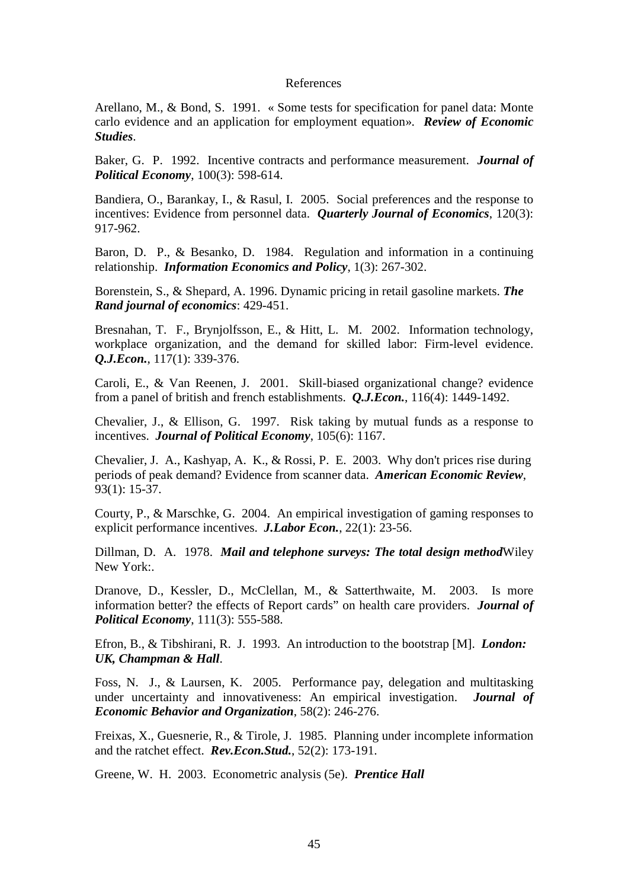References

Arellano, M., & Bond, S. 1991. « Some tests for specification for panel data: Monte carlo evidence and an application for employment equation». ***Review of Economic Studies***.

Baker, G. P. 1992. Incentive contracts and performance measurement. ***Journal of Political Economy***, 100(3): 598-614.

Bandiera, O., Barankay, I., & Rasul, I. 2005. Social preferences and the response to incentives: Evidence from personnel data. ***Quarterly Journal of Economics***, 120(3): 917-962.

Baron, D. P., & Besanko, D. 1984. Regulation and information in a continuing relationship. ***Information Economics and Policy***, 1(3): 267-302.

Borenstein, S., & Shepard, A. 1996. Dynamic pricing in retail gasoline markets. ***The Rand journal of economics***: 429-451.

Bresnahan, T. F., Brynjolfsson, E., & Hitt, L. M. 2002. Information technology, workplace organization, and the demand for skilled labor: Firm-level evidence. ***Q.J.Econ.***, 117(1): 339-376.

Caroli, E., & Van Reenen, J. 2001. Skill-biased organizational change? evidence from a panel of british and french establishments. ***Q.J.Econ.***, 116(4): 1449-1492.

Chevalier, J., & Ellison, G. 1997. Risk taking by mutual funds as a response to incentives. ***Journal of Political Economy***, 105(6): 1167.

Chevalier, J. A., Kashyap, A. K., & Rossi, P. E. 2003. Why don't prices rise during periods of peak demand? Evidence from scanner data. ***American Economic Review***, 93(1): 15-37.

Courty, P., & Marschke, G. 2004. An empirical investigation of gaming responses to explicit performance incentives. ***J.Labor Econ.***, 22(1): 23-56.

Dillman, D. A. 1978. ***Mail and telephone surveys: The total design method***Wiley New York:.

Dranove, D., Kessler, D., McClellan, M., & Satterthwaite, M. 2003. Is more information better? the effects of Report cards" on health care providers. ***Journal of Political Economy***, 111(3): 555-588.

Efron, B., & Tibshirani, R. J. 1993. An introduction to the bootstrap [M]. ***London: UK, Champman & Hall***.

Foss, N. J., & Laursen, K. 2005. Performance pay, delegation and multitasking under uncertainty and innovativeness: An empirical investigation. ***Journal of Economic Behavior and Organization***, 58(2): 246-276.

Freixas, X., Guesnerie, R., & Tirole, J. 1985. Planning under incomplete information and the ratchet effect. ***Rev.Econ.Stud.***, 52(2): 173-191.

Greene, W. H. 2003. Econometric analysis (5e). ***Prentice Hall***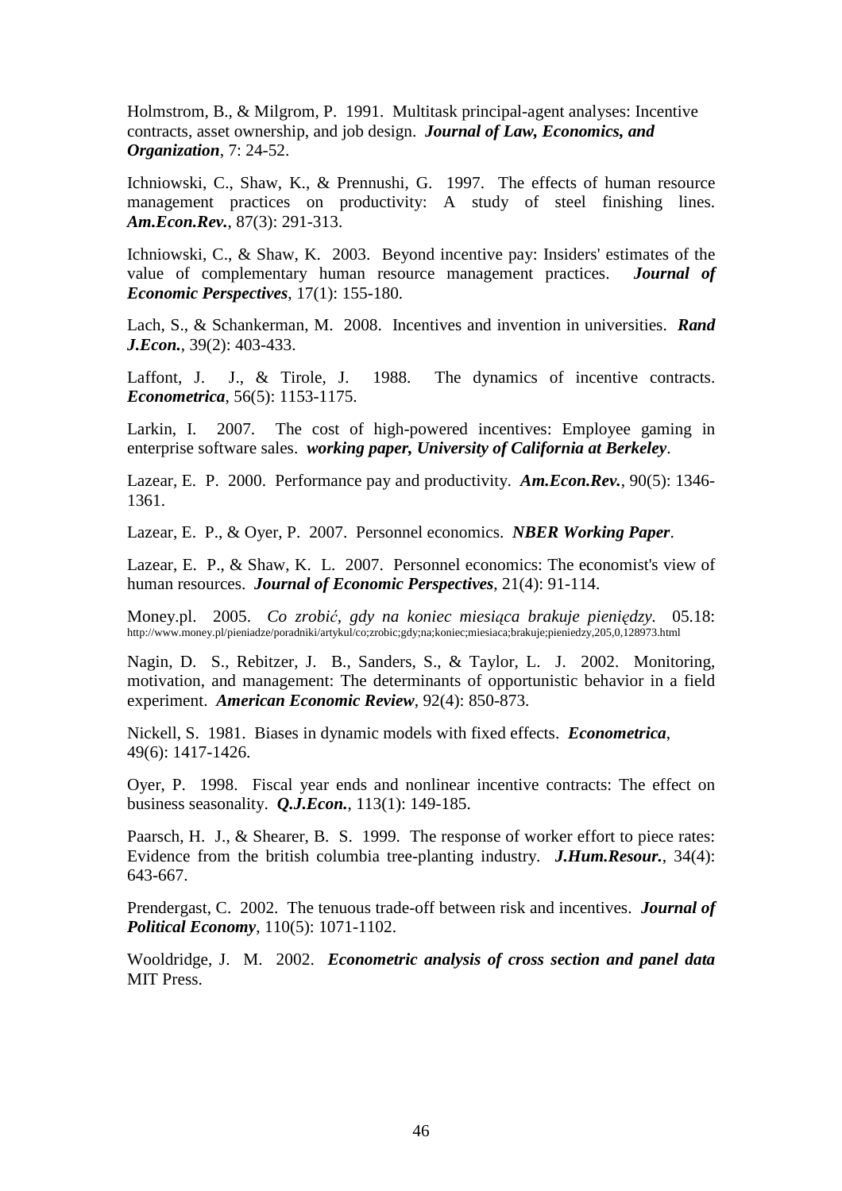Holmstrom, B., & Milgrom, P. 1991. Multitask principal-agent analyses: Incentive contracts, asset ownership, and job design. ***Journal of Law, Economics, and Organization***, 7: 24-52.

Ichniowski, C., Shaw, K., & Prennushi, G. 1997. The effects of human resource management practices on productivity: A study of steel finishing lines. ***Am.Econ.Rev.***, 87(3): 291-313.

Ichniowski, C., & Shaw, K. 2003. Beyond incentive pay: Insiders' estimates of the value of complementary human resource management practices. ***Journal of Economic Perspectives***, 17(1): 155-180.

Lach, S., & Schankerman, M. 2008. Incentives and invention in universities. ***Rand J.Econ.***, 39(2): 403-433.

Laffont, J. J., & Tirole, J. 1988. The dynamics of incentive contracts. ***Econometrica***, 56(5): 1153-1175.

Larkin, I. 2007. The cost of high-powered incentives: Employee gaming in enterprise software sales. ***working paper, University of California at Berkeley***.

Lazear, E. P. 2000. Performance pay and productivity. ***Am.Econ.Rev.***, 90(5): 1346-1361.

Lazear, E. P., & Oyer, P. 2007. Personnel economics. ***NBER Working Paper***.

Lazear, E. P., & Shaw, K. L. 2007. Personnel economics: The economist's view of human resources. ***Journal of Economic Perspectives***, 21(4): 91-114.

Money.pl. 2005. *Co zrobić, gdy na koniec miesiąca brakuje pieniędzy*. 05.18: http://www.money.pl/pieniadze/poradniki/artykul/co;zrobic;gdy;na;koniec;miesiaca;brakuje;pieniedzy,205,0,128973.html

Nagin, D. S., Rebitzer, J. B., Sanders, S., & Taylor, L. J. 2002. Monitoring, motivation, and management: The determinants of opportunistic behavior in a field experiment. ***American Economic Review***, 92(4): 850-873.

Nickell, S. 1981. Biases in dynamic models with fixed effects. ***Econometrica***, 49(6): 1417-1426.

Oyer, P. 1998. Fiscal year ends and nonlinear incentive contracts: The effect on business seasonality. ***Q.J.Econ.***, 113(1): 149-185.

Paarsch, H. J., & Shearer, B. S. 1999. The response of worker effort to piece rates: Evidence from the british columbia tree-planting industry. ***J.Hum.Resour.***, 34(4): 643-667.

Prendergast, C. 2002. The tenuous trade-off between risk and incentives. ***Journal of Political Economy***, 110(5): 1071-1102.

Wooldridge, J. M. 2002. ***Econometric analysis of cross section and panel data*** MIT Press.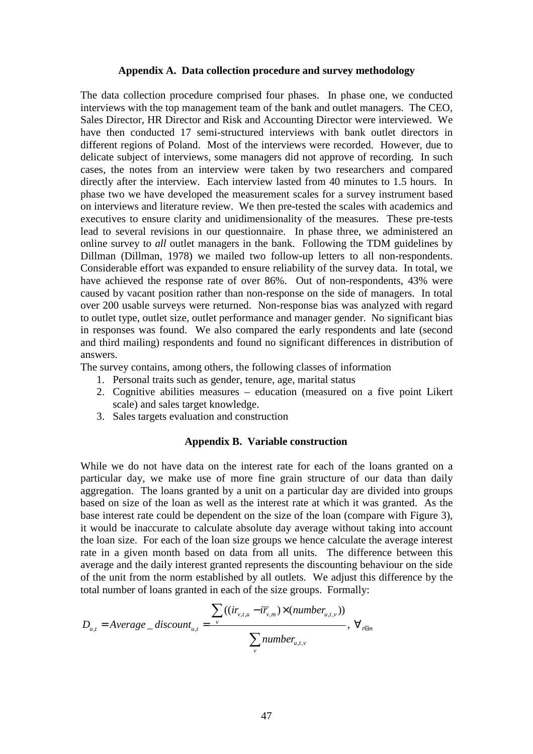### Appendix A. Data collection procedure and survey methodology

The data collection procedure comprised four phases. In phase one, we conducted interviews with the top management team of the bank and outlet managers. The CEO, Sales Director, HR Director and Risk and Accounting Director were interviewed. We have then conducted 17 semi-structured interviews with bank outlet directors in different regions of Poland. Most of the interviews were recorded. However, due to delicate subject of interviews, some managers did not approve of recording. In such cases, the notes from an interview were taken by two researchers and compared directly after the interview. Each interview lasted from 40 minutes to 1.5 hours. In phase two we have developed the measurement scales for a survey instrument based on interviews and literature review. We then pre-tested the scales with academics and executives to ensure clarity and unidimensionality of the measures. These pre-tests lead to several revisions in our questionnaire. In phase three, we administered an online survey to *all* outlet managers in the bank. Following the TDM guidelines by Dillman (Dillman, 1978) we mailed two follow-up letters to all non-respondents. Considerable effort was expanded to ensure reliability of the survey data. In total, we have achieved the response rate of over 86%. Out of non-respondents, 43% were caused by vacant position rather than non-response on the side of managers. In total over 200 usable surveys were returned. Non-response bias was analyzed with regard to outlet type, outlet size, outlet performance and manager gender. No significant bias in responses was found. We also compared the early respondents and late (second and third mailing) respondents and found no significant differences in distribution of answers.

The survey contains, among others, the following classes of information

1. Personal traits such as gender, tenure, age, marital status
2. Cognitive abilities measures – education (measured on a five point Likert scale) and sales target knowledge.
3. Sales targets evaluation and construction

### Appendix B. Variable construction

While we do not have data on the interest rate for each of the loans granted on a particular day, we make use of more fine grain structure of our data than daily aggregation. The loans granted by a unit on a particular day are divided into groups based on size of the loan as well as the interest rate at which it was granted. As the base interest rate could be dependent on the size of the loan (compare with Figure 3), it would be inaccurate to calculate absolute day average without taking into account the loan size. For each of the loan size groups we hence calculate the average interest rate in a given month based on data from all units. The difference between this average and the daily interest granted represents the discounting behaviour on the side of the unit from the norm established by all outlets. We adjust this difference by the total number of loans granted in each of the size groups. Formally:

$$D_{u,t} = Average\_discount_{u,t} = \frac{\sum_{v}((ir_{v,t,u} - \overline{ir}_{v,m}) \times (number_{u,t,v}))}{\sum_{v} number_{u,t,v}}, \ \forall_{t \in m}$$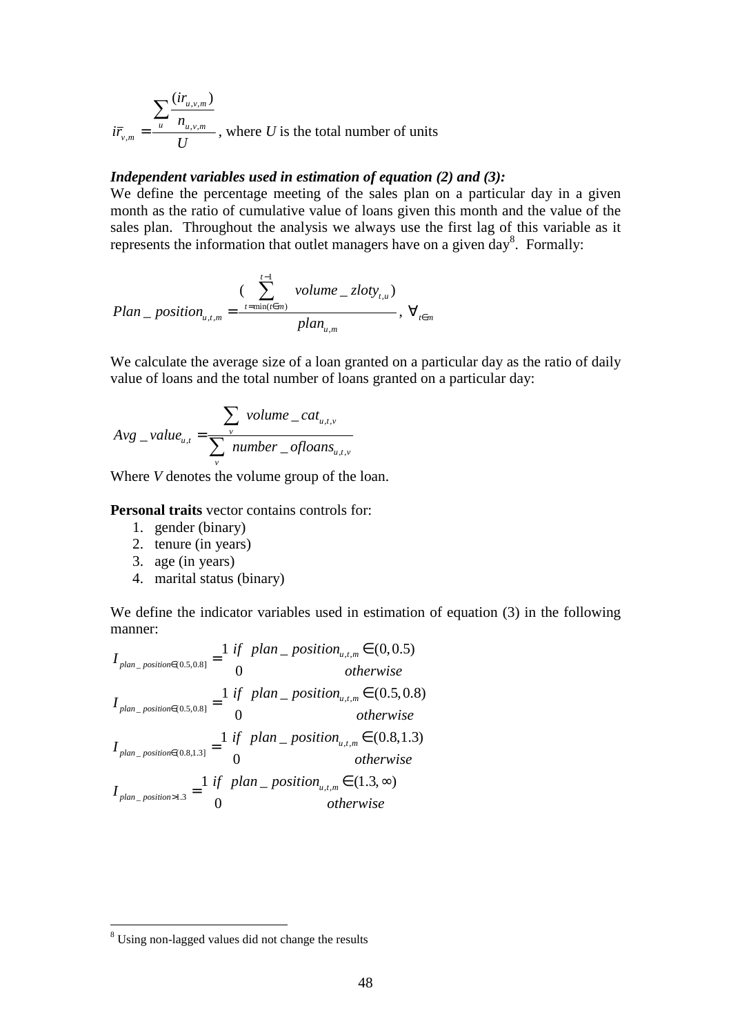$$\bar{ir}_{v,m} = \frac{\sum_u \frac{(ir_{u,v,m})}{n_{u,v,m}}}{U}$$, where $U$ is the total number of units

***Independent variables used in estimation of equation (2) and (3):***

We define the percentage meeting of the sales plan on a particular day in a given month as the ratio of cumulative value of loans given this month and the value of the sales plan. Throughout the analysis we always use the first lag of this variable as it represents the information that outlet managers have on a given day[8]. Formally:

$$Plan\_position_{u,t,m} = \frac{(\sum_{t=\min(t\in m)}^{t-1} volume\_zloty_{t,u})}{plan_{u,m}}, \forall_{t\in m}$$

We calculate the average size of a loan granted on a particular day as the ratio of daily value of loans and the total number of loans granted on a particular day:

$$Avg\_value_{u,t} = \frac{\sum_v volume\_cat_{u,t,v}}{\sum_v number\_ofloans_{u,t,v}}$$

Where $V$ denotes the volume group of the loan.

**Personal traits** vector contains controls for:

1. gender (binary)
2. tenure (in years)
3. age (in years)
4. marital status (binary)

We define the indicator variables used in estimation of equation (3) in the following manner:

$$I_{plan\_position\in[0.5,0.8]} = \begin{cases} 1 & if \quad plan\_position_{u,t,m} \in (0, 0.5) \\ 0 & otherwise \end{cases}$$

$$I_{plan\_position\in[0.5,0.8]} = \begin{cases} 1 & if \quad plan\_position_{u,t,m} \in (0.5, 0.8) \\ 0 & otherwise \end{cases}$$

$$I_{plan\_position\in[0.8,1.3]} = \begin{cases} 1 & if \quad plan\_position_{u,t,m} \in (0.8, 1.3) \\ 0 & otherwise \end{cases}$$

$$I_{plan\_position>1.3} = \begin{cases} 1 & if \quad plan\_position_{u,t,m} \in (1.3, \infty) \\ 0 & otherwise \end{cases}$$

[8] Using non-lagged values did not change the results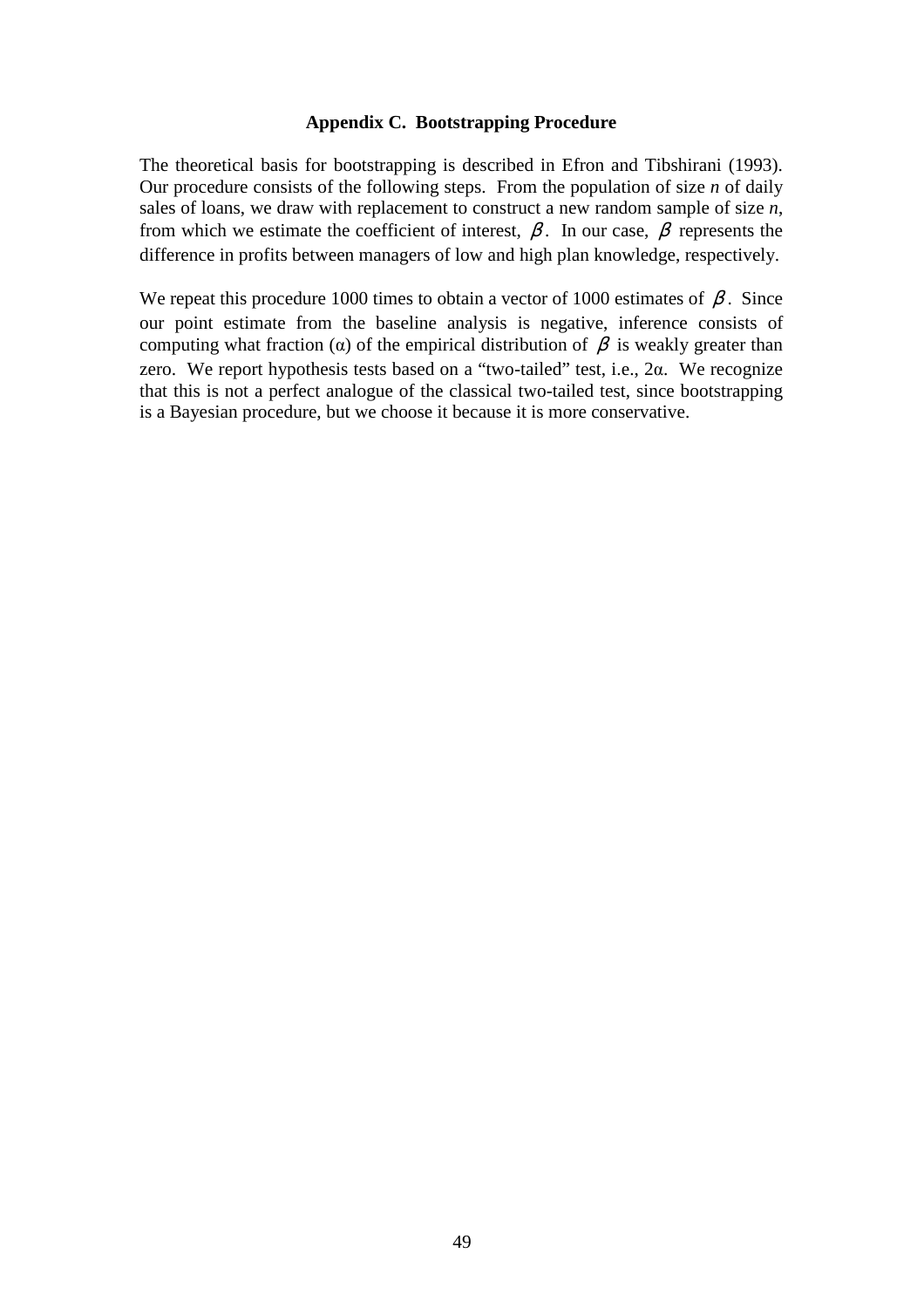## Appendix C. Bootstrapping Procedure

The theoretical basis for bootstrapping is described in Efron and Tibshirani (1993). Our procedure consists of the following steps. From the population of size *n* of daily sales of loans, we draw with replacement to construct a new random sample of size *n*, from which we estimate the coefficient of interest, $\beta$. In our case, $\beta$ represents the difference in profits between managers of low and high plan knowledge, respectively.

We repeat this procedure 1000 times to obtain a vector of 1000 estimates of $\beta$. Since our point estimate from the baseline analysis is negative, inference consists of computing what fraction ($\alpha$) of the empirical distribution of $\beta$ is weakly greater than zero. We report hypothesis tests based on a "two-tailed" test, i.e., $2\alpha$. We recognize that this is not a perfect analogue of the classical two-tailed test, since bootstrapping is a Bayesian procedure, but we choose it because it is more conservative.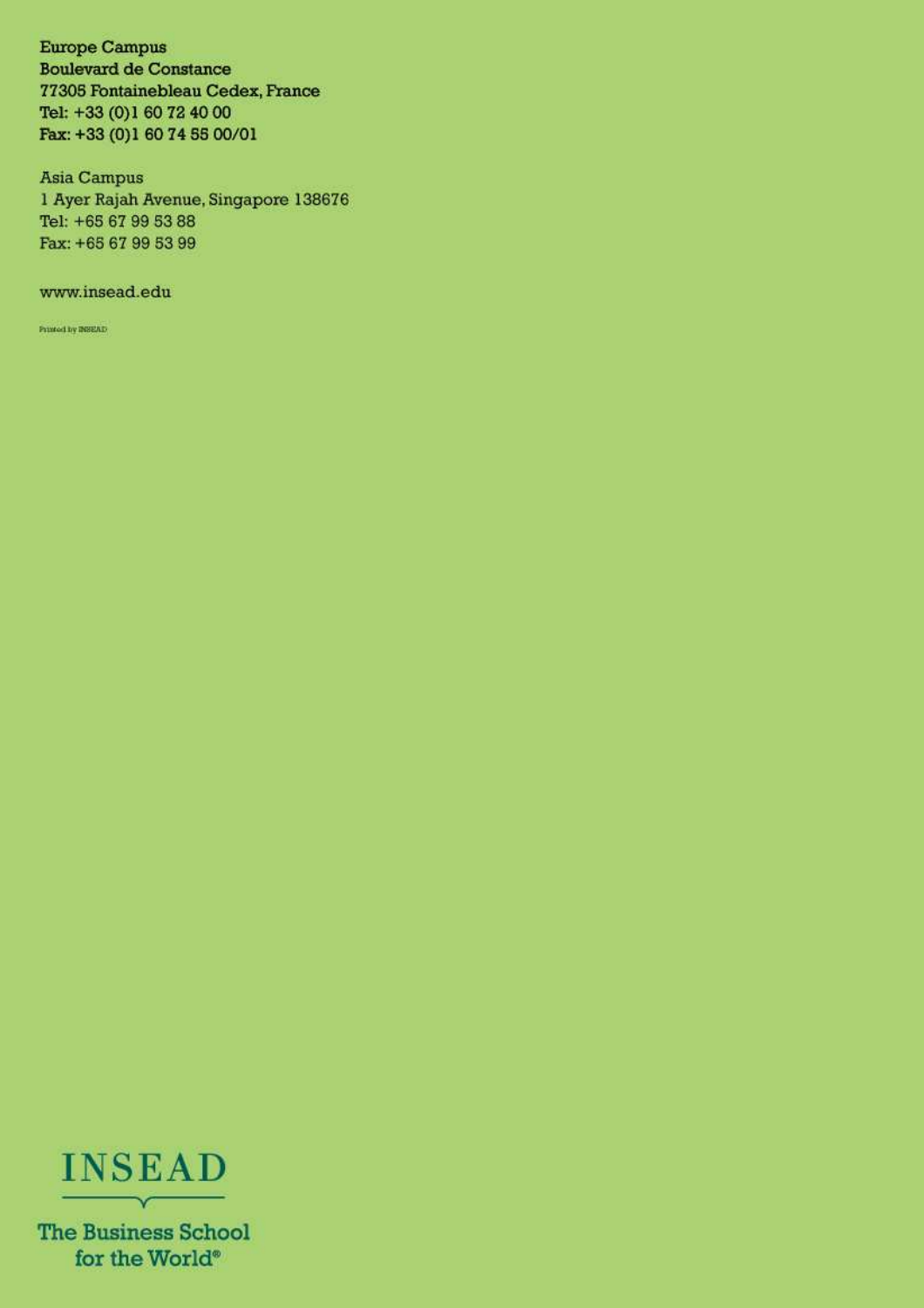**Europe Campus**
**Boulevard de Constance**
**77305 Fontainebleau Cedex, France**
**Tel: +33 (0)1 60 72 40 00**
**Fax: +33 (0)1 60 74 55 00/01**

Asia Campus
1 Ayer Rajah Avenue, Singapore 138676
Tel: +65 67 99 53 88
Fax: +65 67 99 53 99

www.insead.edu

Printed by INSEAD

INSEAD

The Business School for the World®